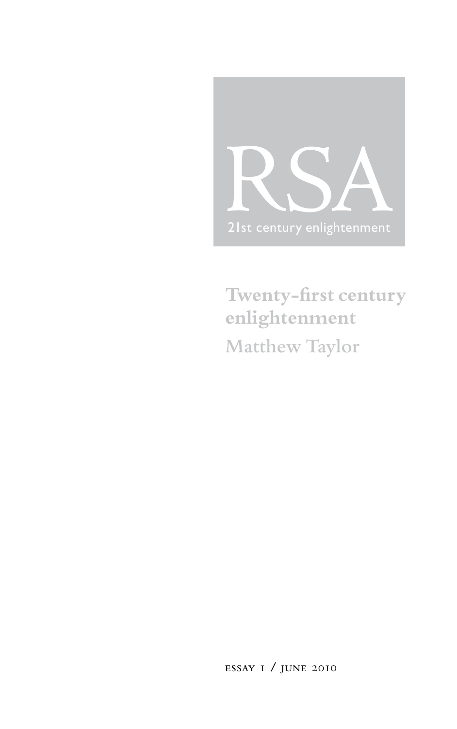RSA

21st century enlightenment

# Twenty-first century enlightenment

## Matthew Taylor

essay 1 / june 2010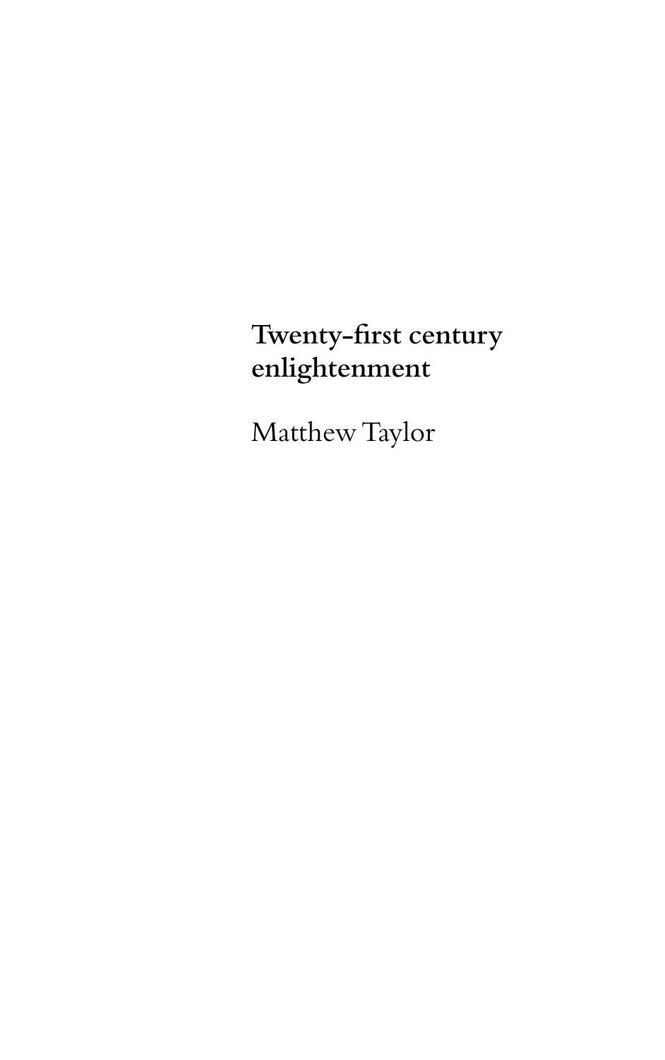# Twenty-first century enlightenment

Matthew Taylor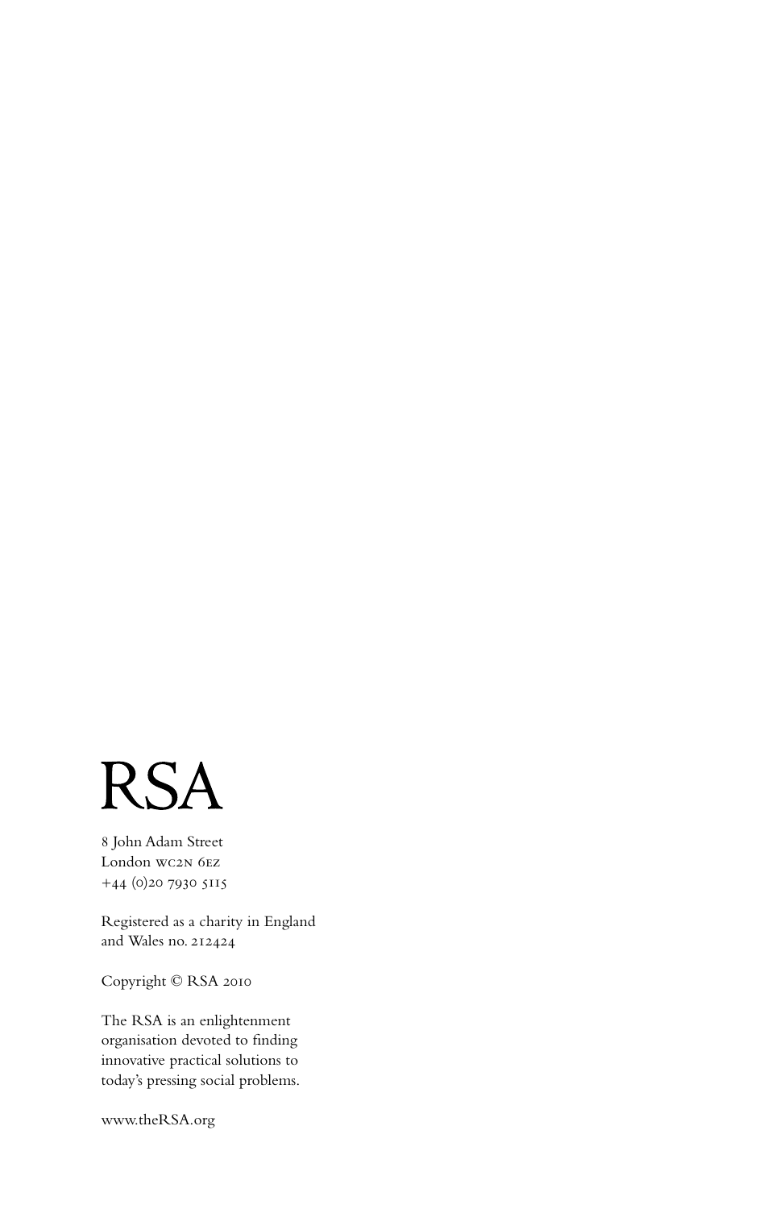# RSA

8 John Adam Street
London WC2N 6EZ
+44 (0)20 7930 5115

Registered as a charity in England and Wales no. 212424

Copyright © RSA 2010

The RSA is an enlightenment organisation devoted to finding innovative practical solutions to today's pressing social problems.

www.theRSA.org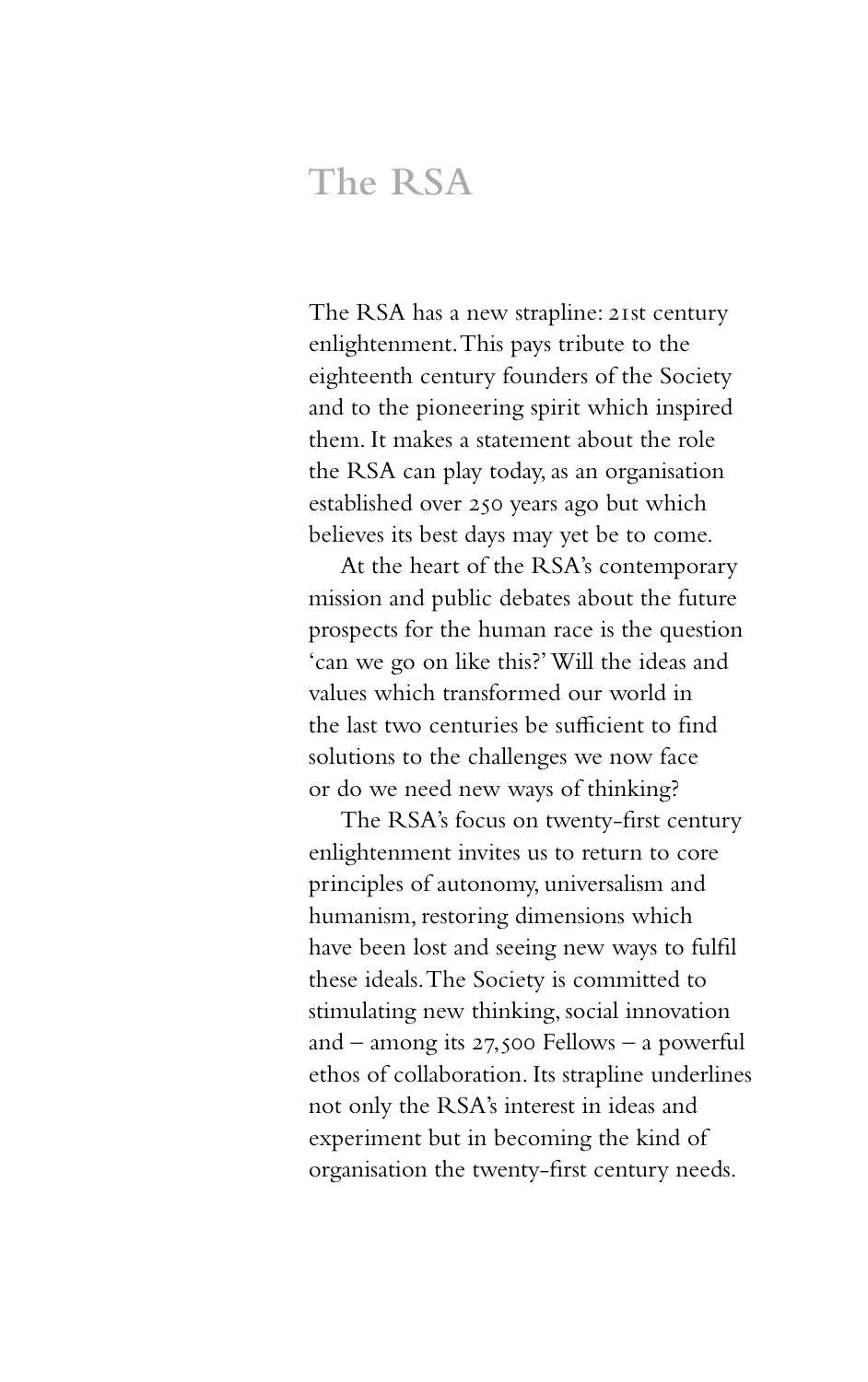# The RSA

The RSA has a new strapline: 21st century enlightenment. This pays tribute to the eighteenth century founders of the Society and to the pioneering spirit which inspired them. It makes a statement about the role the RSA can play today, as an organisation established over 250 years ago but which believes its best days may yet be to come.

At the heart of the RSA's contemporary mission and public debates about the future prospects for the human race is the question 'can we go on like this?' Will the ideas and values which transformed our world in the last two centuries be sufficient to find solutions to the challenges we now face or do we need new ways of thinking?

The RSA's focus on twenty-first century enlightenment invites us to return to core principles of autonomy, universalism and humanism, restoring dimensions which have been lost and seeing new ways to fulfil these ideals. The Society is committed to stimulating new thinking, social innovation and – among its 27,500 Fellows – a powerful ethos of collaboration. Its strapline underlines not only the RSA's interest in ideas and experiment but in becoming the kind of organisation the twenty-first century needs.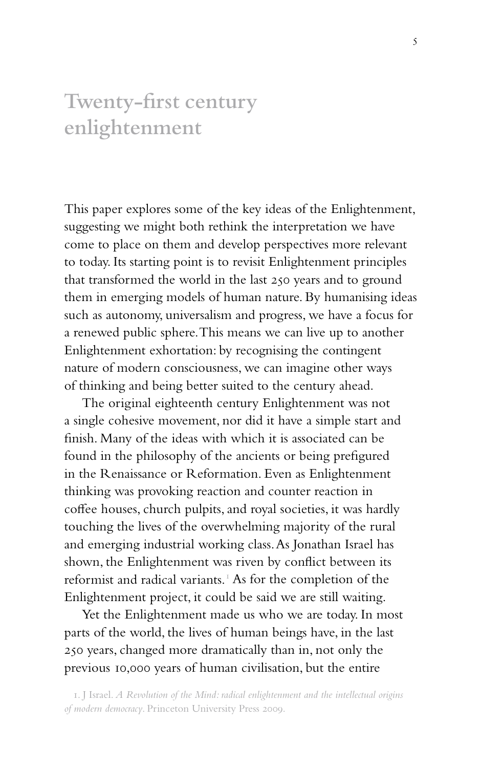# Twenty-first century enlightenment

This paper explores some of the key ideas of the Enlightenment, suggesting we might both rethink the interpretation we have come to place on them and develop perspectives more relevant to today. Its starting point is to revisit Enlightenment principles that transformed the world in the last 250 years and to ground them in emerging models of human nature. By humanising ideas such as autonomy, universalism and progress, we have a focus for a renewed public sphere. This means we can live up to another Enlightenment exhortation: by recognising the contingent nature of modern consciousness, we can imagine other ways of thinking and being better suited to the century ahead.

The original eighteenth century Enlightenment was not a single cohesive movement, nor did it have a simple start and finish. Many of the ideas with which it is associated can be found in the philosophy of the ancients or being prefigured in the Renaissance or Reformation. Even as Enlightenment thinking was provoking reaction and counter reaction in coffee houses, church pulpits, and royal societies, it was hardly touching the lives of the overwhelming majority of the rural and emerging industrial working class. As Jonathan Israel has shown, the Enlightenment was riven by conflict between its reformist and radical variants.[1] As for the completion of the Enlightenment project, it could be said we are still waiting.

Yet the Enlightenment made us who we are today. In most parts of the world, the lives of human beings have, in the last 250 years, changed more dramatically than in, not only the previous 10,000 years of human civilisation, but the entire

1. J Israel. *A Revolution of the Mind: radical enlightenment and the intellectual origins of modern democracy*. Princeton University Press 2009.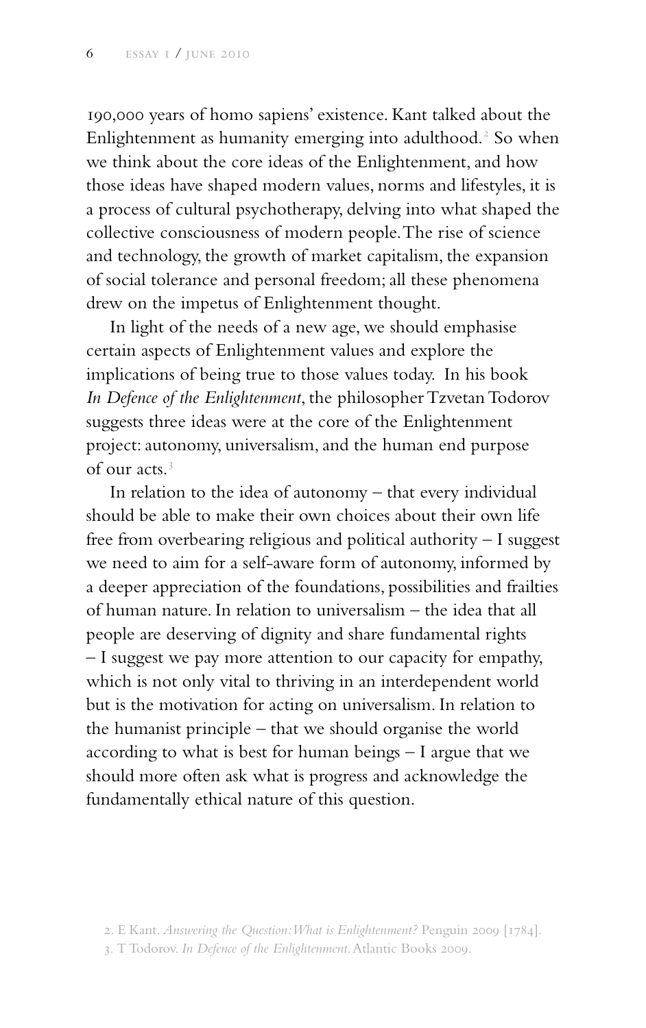190,000 years of homo sapiens' existence. Kant talked about the Enlightenment as humanity emerging into adulthood.[2] So when we think about the core ideas of the Enlightenment, and how those ideas have shaped modern values, norms and lifestyles, it is a process of cultural psychotherapy, delving into what shaped the collective consciousness of modern people. The rise of science and technology, the growth of market capitalism, the expansion of social tolerance and personal freedom; all these phenomena drew on the impetus of Enlightenment thought.

In light of the needs of a new age, we should emphasise certain aspects of Enlightenment values and explore the implications of being true to those values today. In his book *In Defence of the Enlightenment*, the philosopher Tzvetan Todorov suggests three ideas were at the core of the Enlightenment project: autonomy, universalism, and the human end purpose of our acts.[3]

In relation to the idea of autonomy – that every individual should be able to make their own choices about their own life free from overbearing religious and political authority – I suggest we need to aim for a self-aware form of autonomy, informed by a deeper appreciation of the foundations, possibilities and frailties of human nature. In relation to universalism – the idea that all people are deserving of dignity and share fundamental rights – I suggest we pay more attention to our capacity for empathy, which is not only vital to thriving in an interdependent world but is the motivation for acting on universalism. In relation to the humanist principle – that we should organise the world according to what is best for human beings – I argue that we should more often ask what is progress and acknowledge the fundamentally ethical nature of this question.

2. E Kant. *Answering the Question: What is Enlightenment?* Penguin 2009 [1784].

3. T Todorov. *In Defence of the Enlightenment.* Atlantic Books 2009.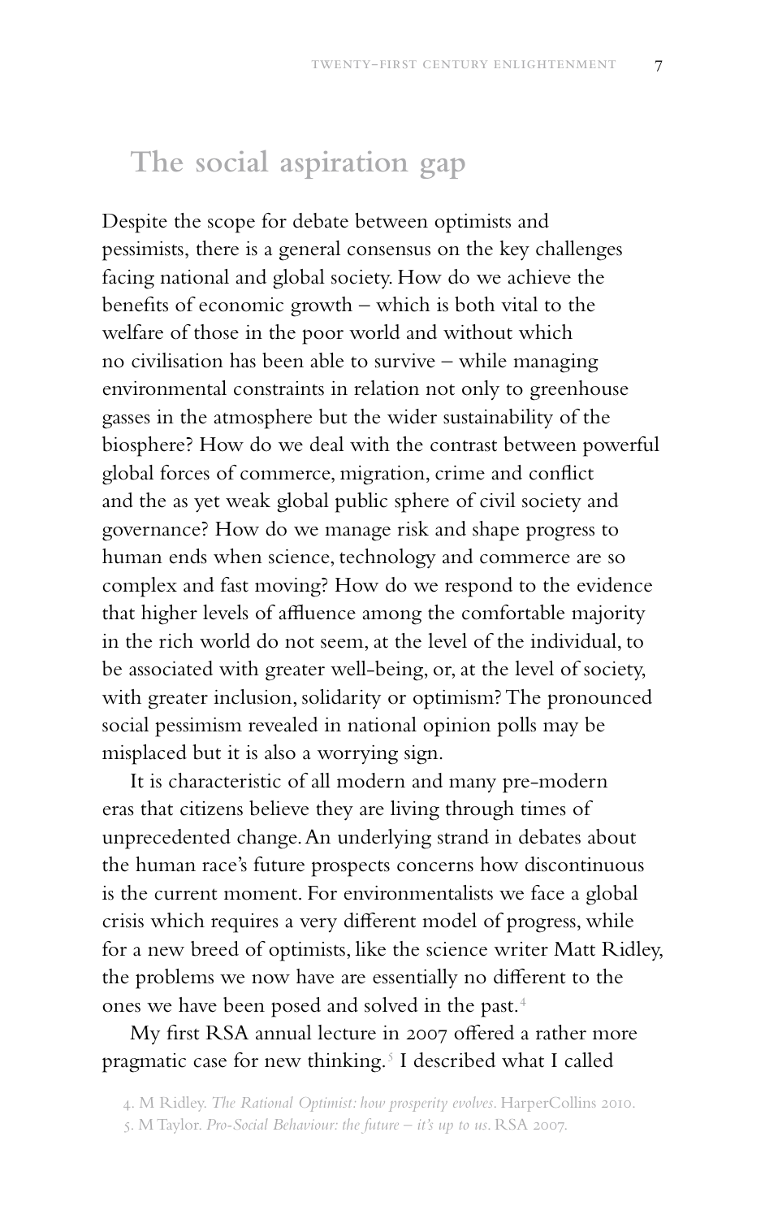## The social aspiration gap

Despite the scope for debate between optimists and pessimists, there is a general consensus on the key challenges facing national and global society. How do we achieve the benefits of economic growth – which is both vital to the welfare of those in the poor world and without which no civilisation has been able to survive – while managing environmental constraints in relation not only to greenhouse gasses in the atmosphere but the wider sustainability of the biosphere? How do we deal with the contrast between powerful global forces of commerce, migration, crime and conflict and the as yet weak global public sphere of civil society and governance? How do we manage risk and shape progress to human ends when science, technology and commerce are so complex and fast moving? How do we respond to the evidence that higher levels of affluence among the comfortable majority in the rich world do not seem, at the level of the individual, to be associated with greater well-being, or, at the level of society, with greater inclusion, solidarity or optimism? The pronounced social pessimism revealed in national opinion polls may be misplaced but it is also a worrying sign.

It is characteristic of all modern and many pre-modern eras that citizens believe they are living through times of unprecedented change. An underlying strand in debates about the human race's future prospects concerns how discontinuous is the current moment. For environmentalists we face a global crisis which requires a very different model of progress, while for a new breed of optimists, like the science writer Matt Ridley, the problems we now have are essentially no different to the ones we have been posed and solved in the past.[4]

My first RSA annual lecture in 2007 offered a rather more pragmatic case for new thinking.[5] I described what I called

4. M Ridley. *The Rational Optimist: how prosperity evolves*. HarperCollins 2010.
5. M Taylor. *Pro-Social Behaviour: the future – it's up to us*. RSA 2007.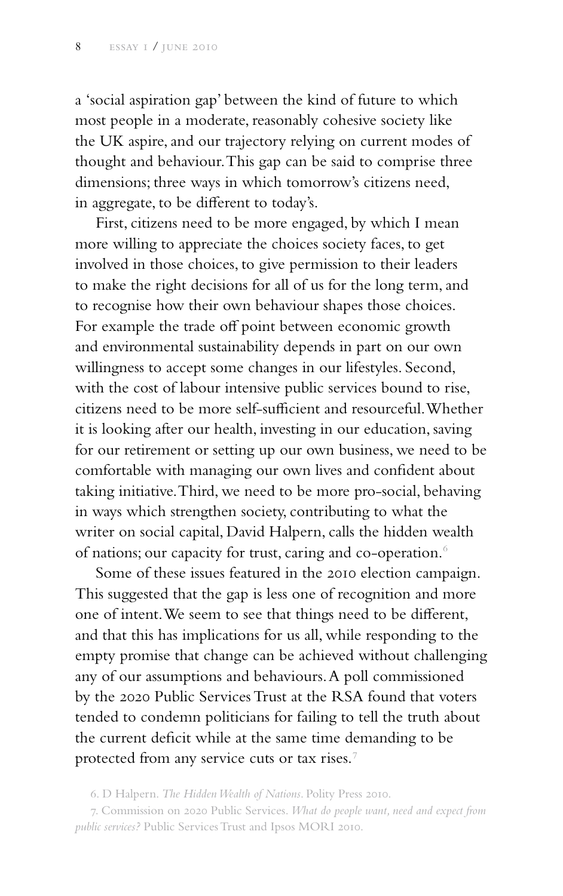a 'social aspiration gap' between the kind of future to which most people in a moderate, reasonably cohesive society like the UK aspire, and our trajectory relying on current modes of thought and behaviour. This gap can be said to comprise three dimensions; three ways in which tomorrow's citizens need, in aggregate, to be different to today's.

First, citizens need to be more engaged, by which I mean more willing to appreciate the choices society faces, to get involved in those choices, to give permission to their leaders to make the right decisions for all of us for the long term, and to recognise how their own behaviour shapes those choices. For example the trade off point between economic growth and environmental sustainability depends in part on our own willingness to accept some changes in our lifestyles. Second, with the cost of labour intensive public services bound to rise, citizens need to be more self-sufficient and resourceful. Whether it is looking after our health, investing in our education, saving for our retirement or setting up our own business, we need to be comfortable with managing our own lives and confident about taking initiative. Third, we need to be more pro-social, behaving in ways which strengthen society, contributing to what the writer on social capital, David Halpern, calls the hidden wealth of nations; our capacity for trust, caring and co-operation.[6]

Some of these issues featured in the 2010 election campaign. This suggested that the gap is less one of recognition and more one of intent. We seem to see that things need to be different, and that this has implications for us all, while responding to the empty promise that change can be achieved without challenging any of our assumptions and behaviours. A poll commissioned by the 2020 Public Services Trust at the RSA found that voters tended to condemn politicians for failing to tell the truth about the current deficit while at the same time demanding to be protected from any service cuts or tax rises.[7]

6. D Halpern. *The Hidden Wealth of Nations*. Polity Press 2010.

7. Commission on 2020 Public Services. *What do people want, need and expect from public services?* Public Services Trust and Ipsos MORI 2010.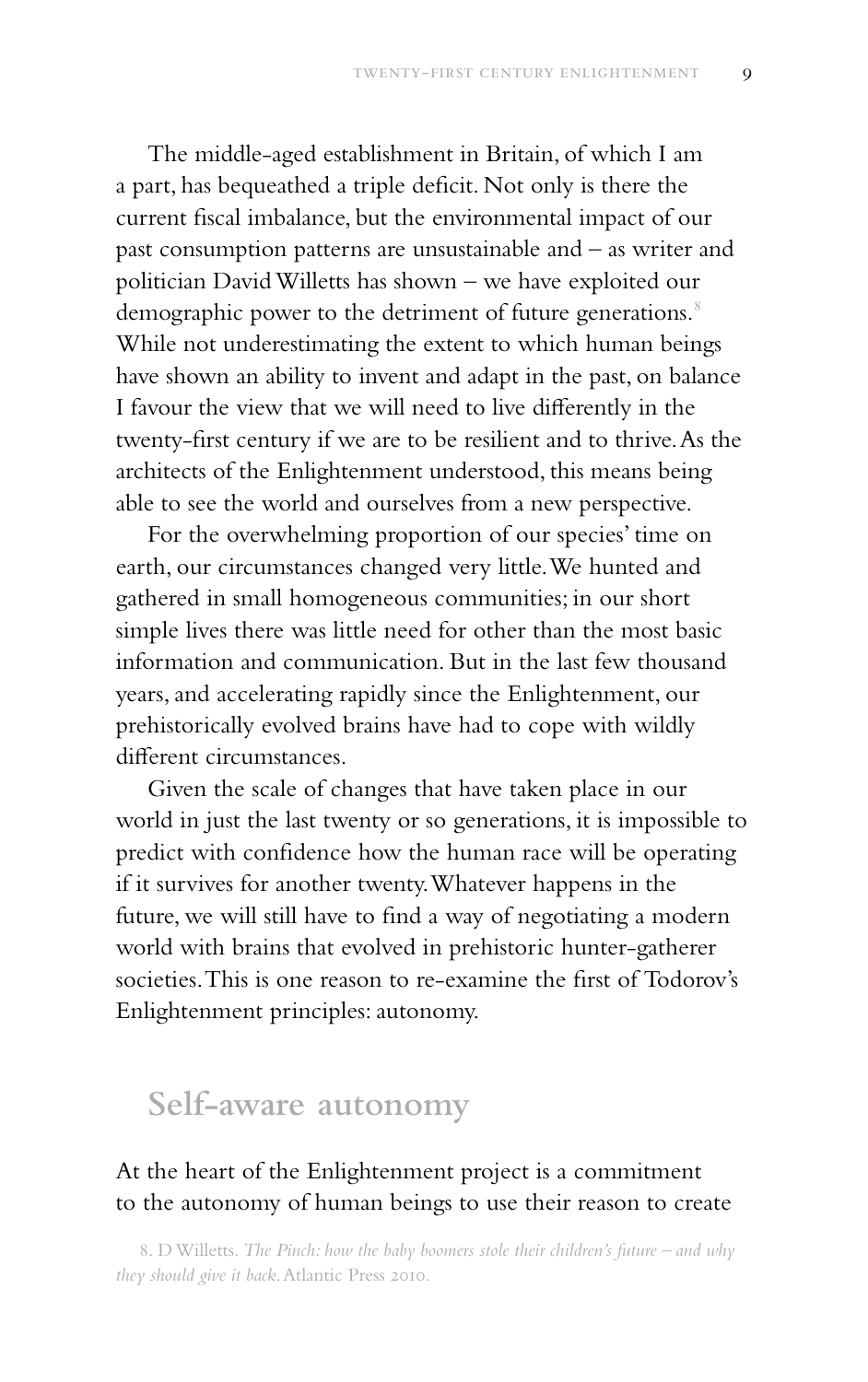The middle-aged establishment in Britain, of which I am a part, has bequeathed a triple deficit. Not only is there the current fiscal imbalance, but the environmental impact of our past consumption patterns are unsustainable and – as writer and politician David Willetts has shown – we have exploited our demographic power to the detriment of future generations.[8] While not underestimating the extent to which human beings have shown an ability to invent and adapt in the past, on balance I favour the view that we will need to live differently in the twenty-first century if we are to be resilient and to thrive. As the architects of the Enlightenment understood, this means being able to see the world and ourselves from a new perspective.

For the overwhelming proportion of our species' time on earth, our circumstances changed very little. We hunted and gathered in small homogeneous communities; in our short simple lives there was little need for other than the most basic information and communication. But in the last few thousand years, and accelerating rapidly since the Enlightenment, our prehistorically evolved brains have had to cope with wildly different circumstances.

Given the scale of changes that have taken place in our world in just the last twenty or so generations, it is impossible to predict with confidence how the human race will be operating if it survives for another twenty. Whatever happens in the future, we will still have to find a way of negotiating a modern world with brains that evolved in prehistoric hunter-gatherer societies. This is one reason to re-examine the first of Todorov's Enlightenment principles: autonomy.

## Self-aware autonomy

At the heart of the Enlightenment project is a commitment to the autonomy of human beings to use their reason to create

8. D Willetts. *The Pinch: how the baby boomers stole their children's future – and why they should give it back.* Atlantic Press 2010.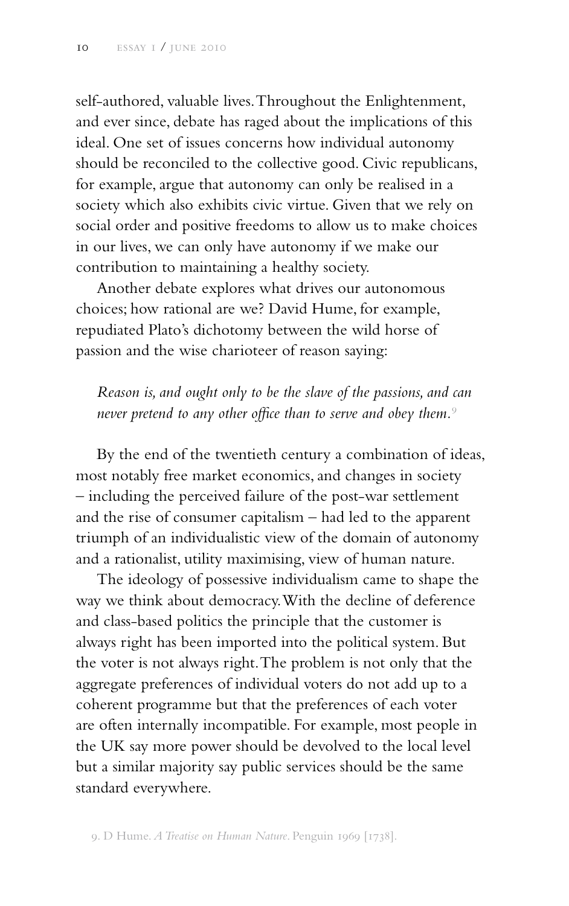self-authored, valuable lives. Throughout the Enlightenment, and ever since, debate has raged about the implications of this ideal. One set of issues concerns how individual autonomy should be reconciled to the collective good. Civic republicans, for example, argue that autonomy can only be realised in a society which also exhibits civic virtue. Given that we rely on social order and positive freedoms to allow us to make choices in our lives, we can only have autonomy if we make our contribution to maintaining a healthy society.

Another debate explores what drives our autonomous choices; how rational are we? David Hume, for example, repudiated Plato's dichotomy between the wild horse of passion and the wise charioteer of reason saying:

> *Reason is, and ought only to be the slave of the passions, and can never pretend to any other office than to serve and obey them.*[9]

By the end of the twentieth century a combination of ideas, most notably free market economics, and changes in society – including the perceived failure of the post-war settlement and the rise of consumer capitalism – had led to the apparent triumph of an individualistic view of the domain of autonomy and a rationalist, utility maximising, view of human nature.

The ideology of possessive individualism came to shape the way we think about democracy. With the decline of deference and class-based politics the principle that the customer is always right has been imported into the political system. But the voter is not always right. The problem is not only that the aggregate preferences of individual voters do not add up to a coherent programme but that the preferences of each voter are often internally incompatible. For example, most people in the UK say more power should be devolved to the local level but a similar majority say public services should be the same standard everywhere.

9. D Hume. *A Treatise on Human Nature*. Penguin 1969 [1738].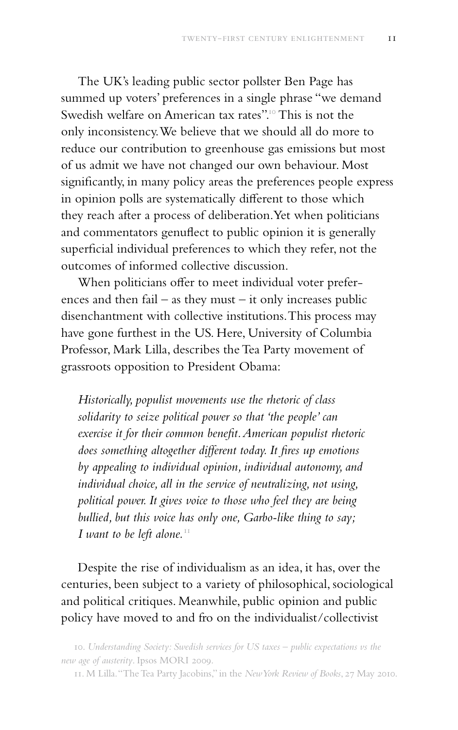The UK's leading public sector pollster Ben Page has summed up voters' preferences in a single phrase "we demand Swedish welfare on American tax rates".[10] This is not the only inconsistency. We believe that we should all do more to reduce our contribution to greenhouse gas emissions but most of us admit we have not changed our own behaviour. Most significantly, in many policy areas the preferences people express in opinion polls are systematically different to those which they reach after a process of deliberation. Yet when politicians and commentators genuflect to public opinion it is generally superficial individual preferences to which they refer, not the outcomes of informed collective discussion.

When politicians offer to meet individual voter preferences and then fail – as they must – it only increases public disenchantment with collective institutions. This process may have gone furthest in the US. Here, University of Columbia Professor, Mark Lilla, describes the Tea Party movement of grassroots opposition to President Obama:

> *Historically, populist movements use the rhetoric of class solidarity to seize political power so that 'the people' can exercise it for their common benefit. American populist rhetoric does something altogether different today. It fires up emotions by appealing to individual opinion, individual autonomy, and individual choice, all in the service of neutralizing, not using, political power. It gives voice to those who feel they are being bullied, but this voice has only one, Garbo-like thing to say; I want to be left alone.*[11]

Despite the rise of individualism as an idea, it has, over the centuries, been subject to a variety of philosophical, sociological and political critiques. Meanwhile, public opinion and public policy have moved to and fro on the individualist/collectivist

10. *Understanding Society: Swedish services for US taxes – public expectations vs the new age of austerity*. Ipsos MORI 2009.

11. M Lilla. "The Tea Party Jacobins," in the *New York Review of Books*, 27 May 2010.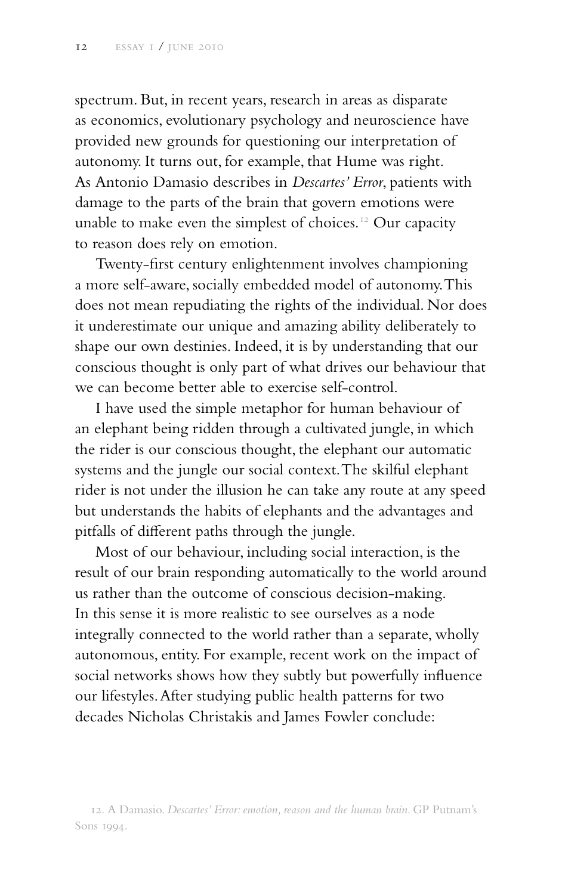spectrum. But, in recent years, research in areas as disparate as economics, evolutionary psychology and neuroscience have provided new grounds for questioning our interpretation of autonomy. It turns out, for example, that Hume was right. As Antonio Damasio describes in *Descartes' Error*, patients with damage to the parts of the brain that govern emotions were unable to make even the simplest of choices.[12] Our capacity to reason does rely on emotion.

Twenty-first century enlightenment involves championing a more self-aware, socially embedded model of autonomy. This does not mean repudiating the rights of the individual. Nor does it underestimate our unique and amazing ability deliberately to shape our own destinies. Indeed, it is by understanding that our conscious thought is only part of what drives our behaviour that we can become better able to exercise self-control.

I have used the simple metaphor for human behaviour of an elephant being ridden through a cultivated jungle, in which the rider is our conscious thought, the elephant our automatic systems and the jungle our social context. The skilful elephant rider is not under the illusion he can take any route at any speed but understands the habits of elephants and the advantages and pitfalls of different paths through the jungle.

Most of our behaviour, including social interaction, is the result of our brain responding automatically to the world around us rather than the outcome of conscious decision-making. In this sense it is more realistic to see ourselves as a node integrally connected to the world rather than a separate, wholly autonomous, entity. For example, recent work on the impact of social networks shows how they subtly but powerfully influence our lifestyles. After studying public health patterns for two decades Nicholas Christakis and James Fowler conclude:

12. A Damasio. *Descartes' Error: emotion, reason and the human brain*. GP Putnam's Sons 1994.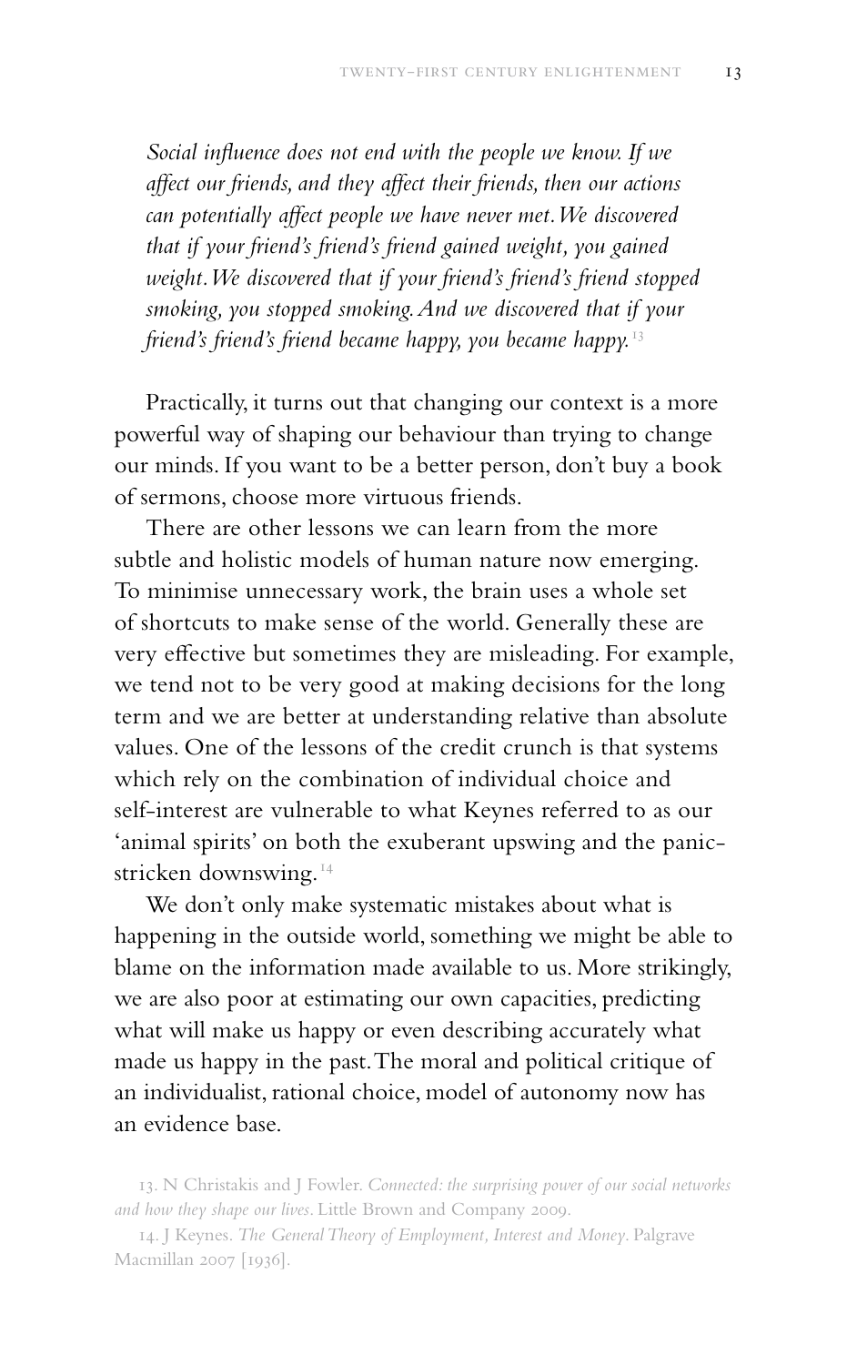*Social influence does not end with the people we know. If we affect our friends, and they affect their friends, then our actions can potentially affect people we have never met. We discovered that if your friend's friend's friend gained weight, you gained weight. We discovered that if your friend's friend's friend stopped smoking, you stopped smoking. And we discovered that if your friend's friend's friend became happy, you became happy.*[13]

Practically, it turns out that changing our context is a more powerful way of shaping our behaviour than trying to change our minds. If you want to be a better person, don't buy a book of sermons, choose more virtuous friends.

There are other lessons we can learn from the more subtle and holistic models of human nature now emerging. To minimise unnecessary work, the brain uses a whole set of shortcuts to make sense of the world. Generally these are very effective but sometimes they are misleading. For example, we tend not to be very good at making decisions for the long term and we are better at understanding relative than absolute values. One of the lessons of the credit crunch is that systems which rely on the combination of individual choice and self-interest are vulnerable to what Keynes referred to as our 'animal spirits' on both the exuberant upswing and the panic-stricken downswing.[14]

We don't only make systematic mistakes about what is happening in the outside world, something we might be able to blame on the information made available to us. More strikingly, we are also poor at estimating our own capacities, predicting what will make us happy or even describing accurately what made us happy in the past. The moral and political critique of an individualist, rational choice, model of autonomy now has an evidence base.

13. N Christakis and J Fowler. *Connected: the surprising power of our social networks and how they shape our lives*. Little Brown and Company 2009.

14. J Keynes. *The General Theory of Employment, Interest and Money*. Palgrave Macmillan 2007 [1936].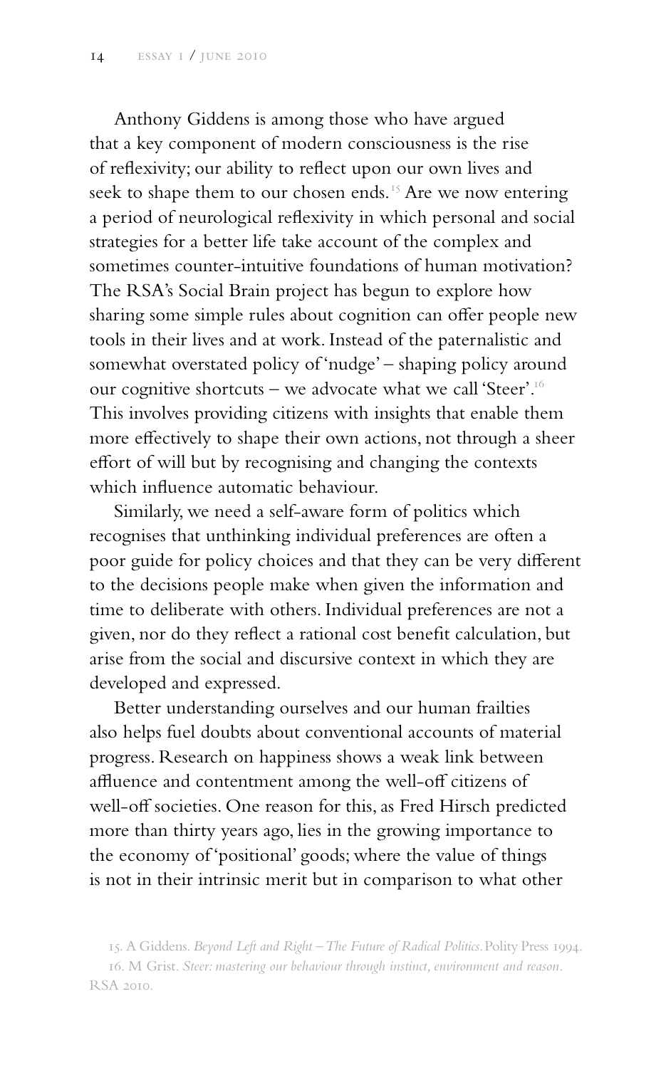Anthony Giddens is among those who have argued that a key component of modern consciousness is the rise of reflexivity; our ability to reflect upon our own lives and seek to shape them to our chosen ends.[15] Are we now entering a period of neurological reflexivity in which personal and social strategies for a better life take account of the complex and sometimes counter-intuitive foundations of human motivation? The RSA's Social Brain project has begun to explore how sharing some simple rules about cognition can offer people new tools in their lives and at work. Instead of the paternalistic and somewhat overstated policy of 'nudge' – shaping policy around our cognitive shortcuts – we advocate what we call 'Steer'.[16] This involves providing citizens with insights that enable them more effectively to shape their own actions, not through a sheer effort of will but by recognising and changing the contexts which influence automatic behaviour.

Similarly, we need a self-aware form of politics which recognises that unthinking individual preferences are often a poor guide for policy choices and that they can be very different to the decisions people make when given the information and time to deliberate with others. Individual preferences are not a given, nor do they reflect a rational cost benefit calculation, but arise from the social and discursive context in which they are developed and expressed.

Better understanding ourselves and our human frailties also helps fuel doubts about conventional accounts of material progress. Research on happiness shows a weak link between affluence and contentment among the well-off citizens of well-off societies. One reason for this, as Fred Hirsch predicted more than thirty years ago, lies in the growing importance to the economy of 'positional' goods; where the value of things is not in their intrinsic merit but in comparison to what other

15. A Giddens. *Beyond Left and Right – The Future of Radical Politics*. Polity Press 1994.

16. M Grist. *Steer: mastering our behaviour through instinct, environment and reason*. RSA 2010.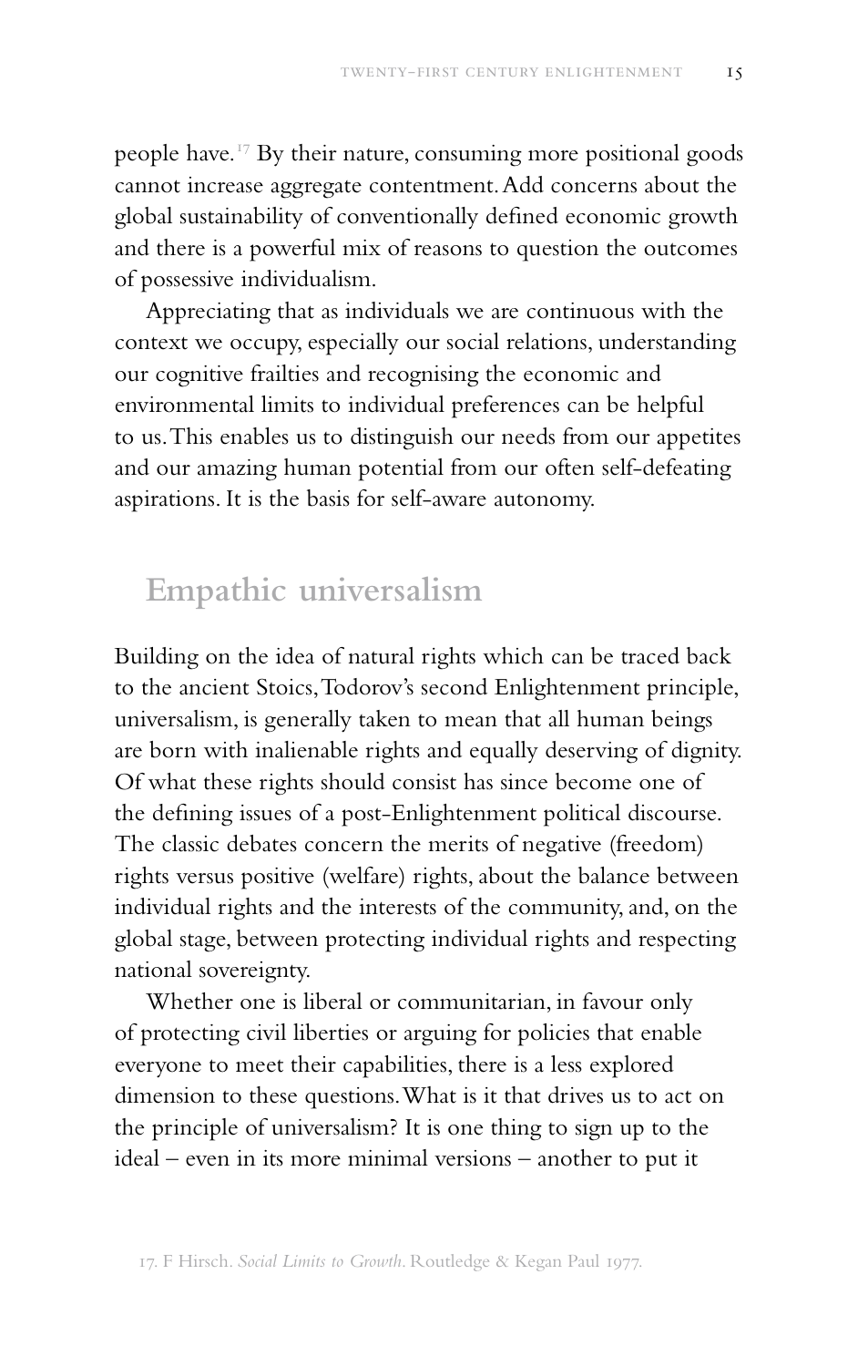people have.[17] By their nature, consuming more positional goods cannot increase aggregate contentment. Add concerns about the global sustainability of conventionally defined economic growth and there is a powerful mix of reasons to question the outcomes of possessive individualism.

Appreciating that as individuals we are continuous with the context we occupy, especially our social relations, understanding our cognitive frailties and recognising the economic and environmental limits to individual preferences can be helpful to us. This enables us to distinguish our needs from our appetites and our amazing human potential from our often self-defeating aspirations. It is the basis for self-aware autonomy.

## Empathic universalism

Building on the idea of natural rights which can be traced back to the ancient Stoics, Todorov's second Enlightenment principle, universalism, is generally taken to mean that all human beings are born with inalienable rights and equally deserving of dignity. Of what these rights should consist has since become one of the defining issues of a post-Enlightenment political discourse. The classic debates concern the merits of negative (freedom) rights versus positive (welfare) rights, about the balance between individual rights and the interests of the community, and, on the global stage, between protecting individual rights and respecting national sovereignty.

Whether one is liberal or communitarian, in favour only of protecting civil liberties or arguing for policies that enable everyone to meet their capabilities, there is a less explored dimension to these questions. What is it that drives us to act on the principle of universalism? It is one thing to sign up to the ideal – even in its more minimal versions – another to put it

17. F Hirsch. *Social Limits to Growth*. Routledge & Kegan Paul 1977.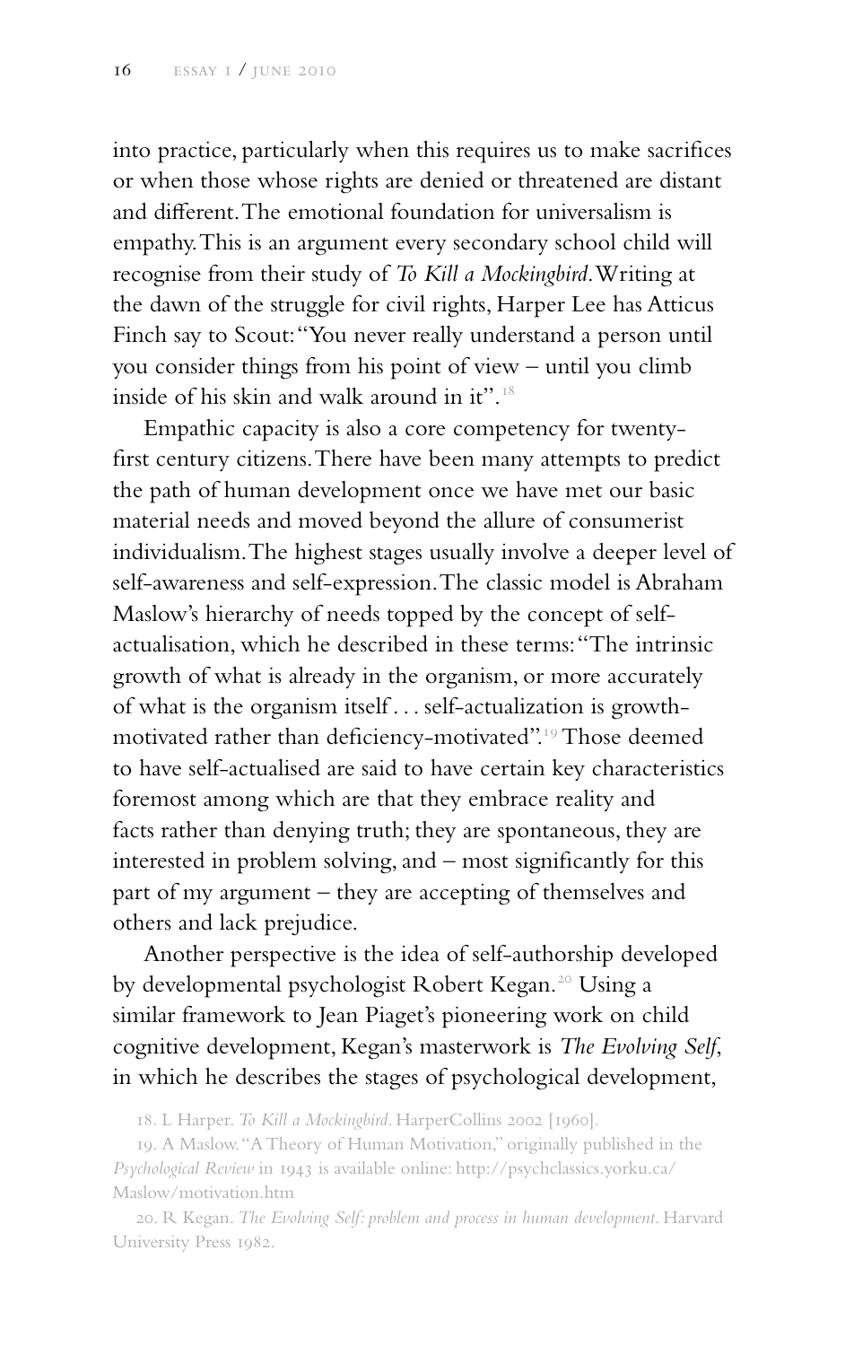into practice, particularly when this requires us to make sacrifices or when those whose rights are denied or threatened are distant and different. The emotional foundation for universalism is empathy. This is an argument every secondary school child will recognise from their study of *To Kill a Mockingbird*. Writing at the dawn of the struggle for civil rights, Harper Lee has Atticus Finch say to Scout: "You never really understand a person until you consider things from his point of view – until you climb inside of his skin and walk around in it".[18]

Empathic capacity is also a core competency for twenty-first century citizens. There have been many attempts to predict the path of human development once we have met our basic material needs and moved beyond the allure of consumerist individualism. The highest stages usually involve a deeper level of self-awareness and self-expression. The classic model is Abraham Maslow's hierarchy of needs topped by the concept of self-actualisation, which he described in these terms: "The intrinsic growth of what is already in the organism, or more accurately of what is the organism itself . . . self-actualization is growth-motivated rather than deficiency-motivated".[19] Those deemed to have self-actualised are said to have certain key characteristics foremost among which are that they embrace reality and facts rather than denying truth; they are spontaneous, they are interested in problem solving, and – most significantly for this part of my argument – they are accepting of themselves and others and lack prejudice.

Another perspective is the idea of self-authorship developed by developmental psychologist Robert Kegan.[20] Using a similar framework to Jean Piaget's pioneering work on child cognitive development, Kegan's masterwork is *The Evolving Self*, in which he describes the stages of psychological development,

18. L Harper. *To Kill a Mockingbird*. HarperCollins 2002 [1960].

19. A Maslow. "A Theory of Human Motivation," originally published in the *Psychological Review* in 1943 is available online: http://psychclassics.yorku.ca/Maslow/motivation.htm

20. R Kegan. *The Evolving Self: problem and process in human development*. Harvard University Press 1982.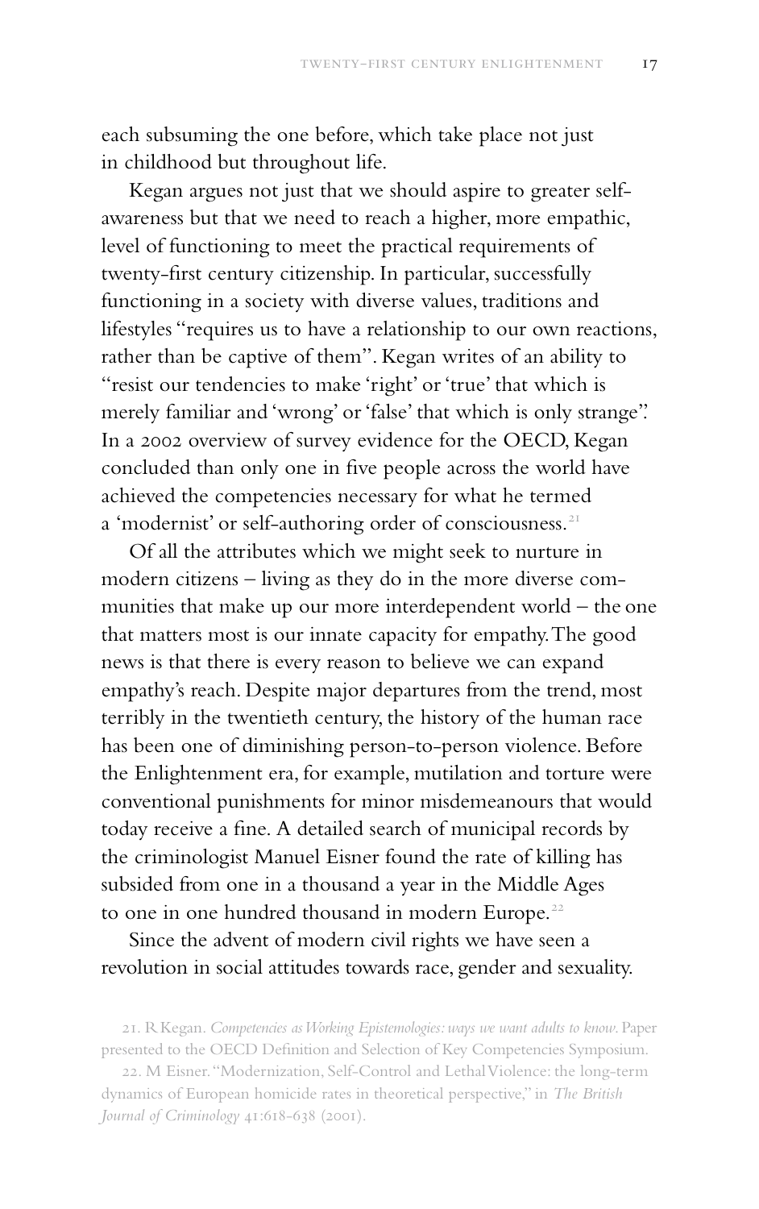each subsuming the one before, which take place not just in childhood but throughout life.

Kegan argues not just that we should aspire to greater self-awareness but that we need to reach a higher, more empathic, level of functioning to meet the practical requirements of twenty-first century citizenship. In particular, successfully functioning in a society with diverse values, traditions and lifestyles "requires us to have a relationship to our own reactions, rather than be captive of them". Kegan writes of an ability to "resist our tendencies to make 'right' or 'true' that which is merely familiar and 'wrong' or 'false' that which is only strange". In a 2002 overview of survey evidence for the OECD, Kegan concluded than only one in five people across the world have achieved the competencies necessary for what he termed a 'modernist' or self-authoring order of consciousness.[21]

Of all the attributes which we might seek to nurture in modern citizens – living as they do in the more diverse communities that make up our more interdependent world – the one that matters most is our innate capacity for empathy. The good news is that there is every reason to believe we can expand empathy's reach. Despite major departures from the trend, most terribly in the twentieth century, the history of the human race has been one of diminishing person-to-person violence. Before the Enlightenment era, for example, mutilation and torture were conventional punishments for minor misdemeanours that would today receive a fine. A detailed search of municipal records by the criminologist Manuel Eisner found the rate of killing has subsided from one in a thousand a year in the Middle Ages to one in one hundred thousand in modern Europe.[22]

Since the advent of modern civil rights we have seen a revolution in social attitudes towards race, gender and sexuality.

21. R Kegan. *Competencies as Working Epistemologies: ways we want adults to know*. Paper presented to the OECD Definition and Selection of Key Competencies Symposium.

22. M Eisner. "Modernization, Self-Control and Lethal Violence: the long-term dynamics of European homicide rates in theoretical perspective," in *The British Journal of Criminology* 41:618-638 (2001).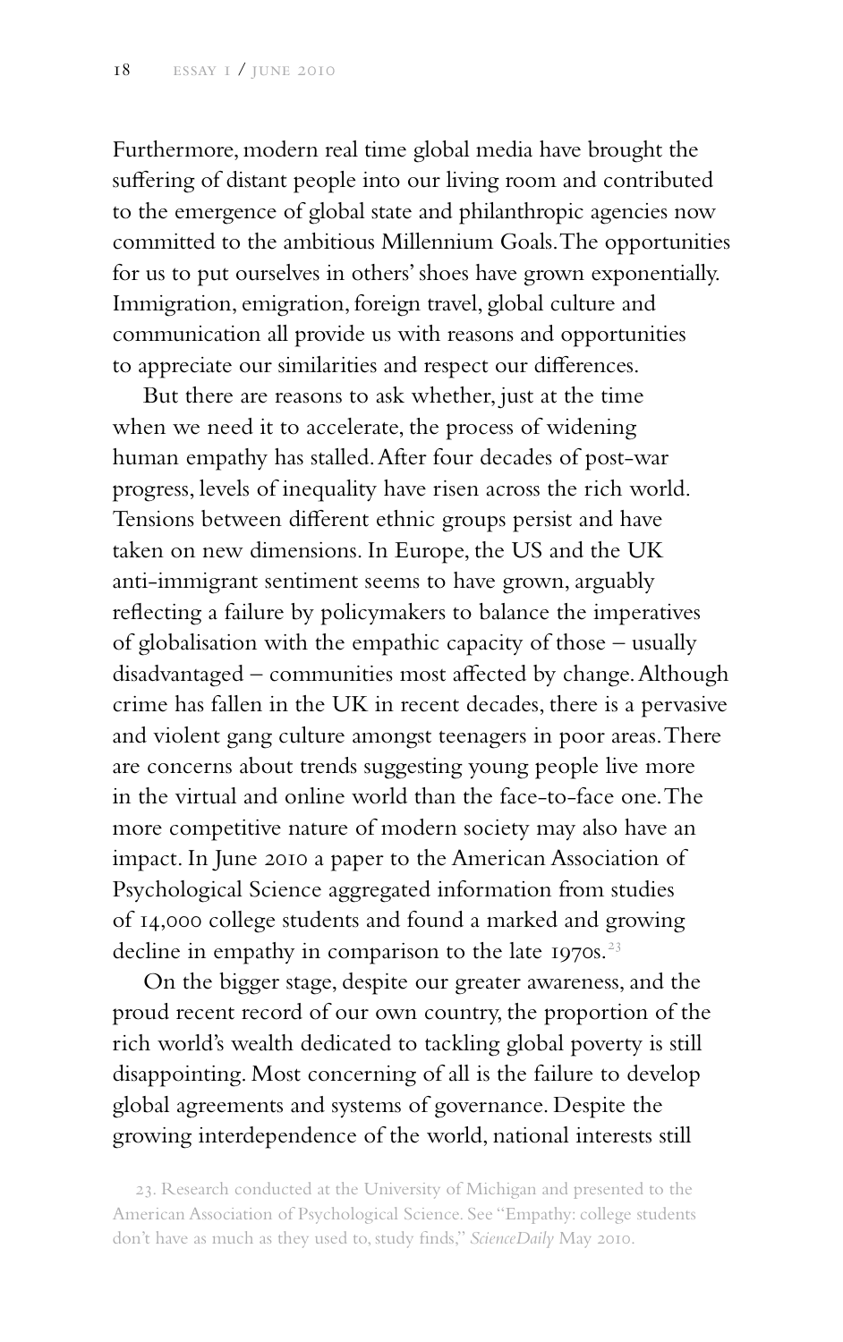Furthermore, modern real time global media have brought the suffering of distant people into our living room and contributed to the emergence of global state and philanthropic agencies now committed to the ambitious Millennium Goals. The opportunities for us to put ourselves in others' shoes have grown exponentially. Immigration, emigration, foreign travel, global culture and communication all provide us with reasons and opportunities to appreciate our similarities and respect our differences.

But there are reasons to ask whether, just at the time when we need it to accelerate, the process of widening human empathy has stalled. After four decades of post-war progress, levels of inequality have risen across the rich world. Tensions between different ethnic groups persist and have taken on new dimensions. In Europe, the US and the UK anti-immigrant sentiment seems to have grown, arguably reflecting a failure by policymakers to balance the imperatives of globalisation with the empathic capacity of those – usually disadvantaged – communities most affected by change. Although crime has fallen in the UK in recent decades, there is a pervasive and violent gang culture amongst teenagers in poor areas. There are concerns about trends suggesting young people live more in the virtual and online world than the face-to-face one. The more competitive nature of modern society may also have an impact. In June 2010 a paper to the American Association of Psychological Science aggregated information from studies of 14,000 college students and found a marked and growing decline in empathy in comparison to the late 1970s.[23]

On the bigger stage, despite our greater awareness, and the proud recent record of our own country, the proportion of the rich world's wealth dedicated to tackling global poverty is still disappointing. Most concerning of all is the failure to develop global agreements and systems of governance. Despite the growing interdependence of the world, national interests still

23. Research conducted at the University of Michigan and presented to the American Association of Psychological Science. See "Empathy: college students don't have as much as they used to, study finds," *ScienceDaily* May 2010.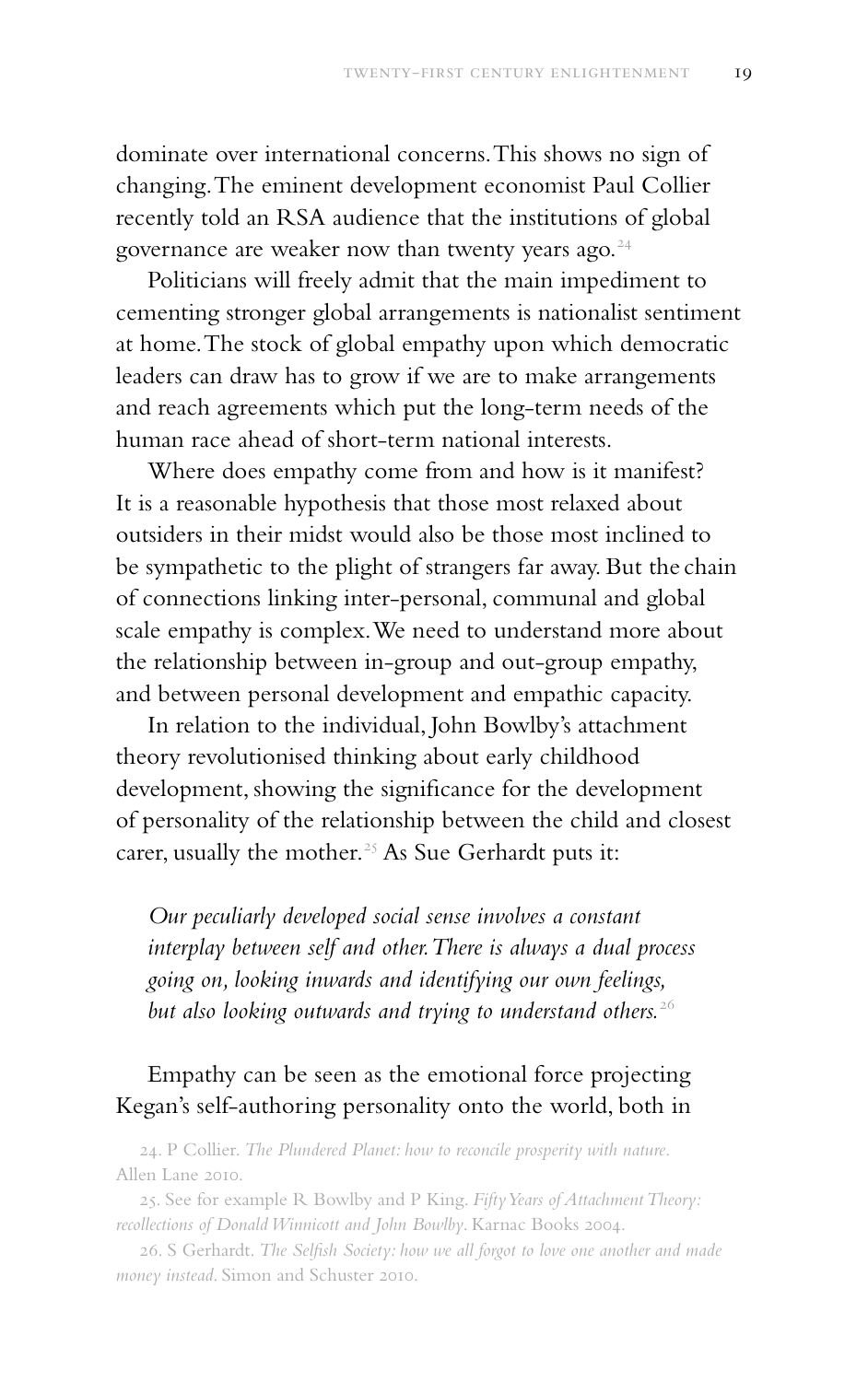dominate over international concerns. This shows no sign of changing. The eminent development economist Paul Collier recently told an RSA audience that the institutions of global governance are weaker now than twenty years ago.[24]

Politicians will freely admit that the main impediment to cementing stronger global arrangements is nationalist sentiment at home. The stock of global empathy upon which democratic leaders can draw has to grow if we are to make arrangements and reach agreements which put the long-term needs of the human race ahead of short-term national interests.

Where does empathy come from and how is it manifest? It is a reasonable hypothesis that those most relaxed about outsiders in their midst would also be those most inclined to be sympathetic to the plight of strangers far away. But the chain of connections linking inter-personal, communal and global scale empathy is complex. We need to understand more about the relationship between in-group and out-group empathy, and between personal development and empathic capacity.

In relation to the individual, John Bowlby's attachment theory revolutionised thinking about early childhood development, showing the significance for the development of personality of the relationship between the child and closest carer, usually the mother.[25] As Sue Gerhardt puts it:

> *Our peculiarly developed social sense involves a constant interplay between self and other. There is always a dual process going on, looking inwards and identifying our own feelings, but also looking outwards and trying to understand others.*[26]

Empathy can be seen as the emotional force projecting Kegan's self-authoring personality onto the world, both in

24. P Collier. *The Plundered Planet: how to reconcile prosperity with nature*. Allen Lane 2010.

25. See for example R Bowlby and P King. *Fifty Years of Attachment Theory: recollections of Donald Winnicott and John Bowlby*. Karnac Books 2004.

26. S Gerhardt. *The Selfish Society: how we all forgot to love one another and made money instead*. Simon and Schuster 2010.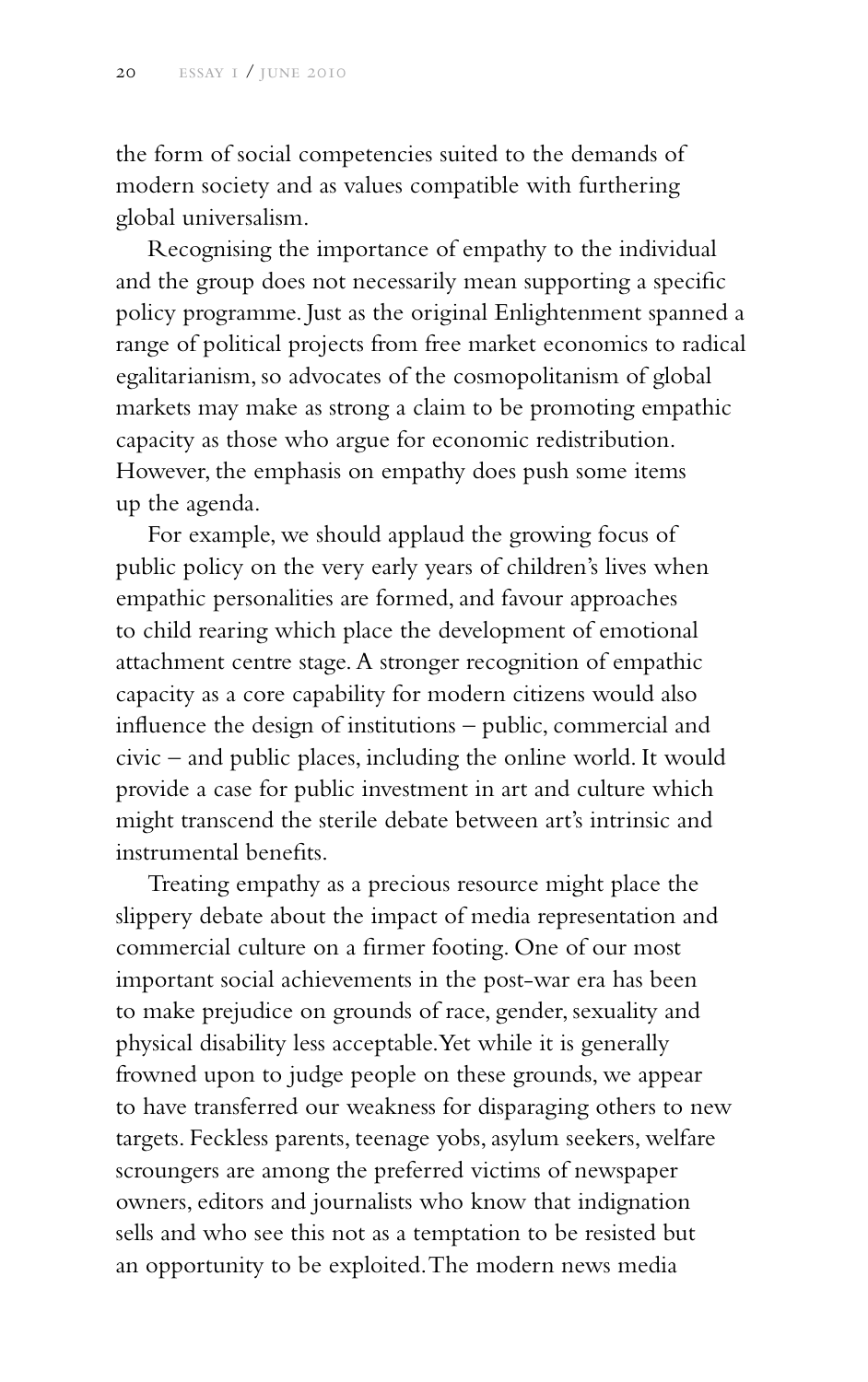the form of social competencies suited to the demands of modern society and as values compatible with furthering global universalism.

Recognising the importance of empathy to the individual and the group does not necessarily mean supporting a specific policy programme. Just as the original Enlightenment spanned a range of political projects from free market economics to radical egalitarianism, so advocates of the cosmopolitanism of global markets may make as strong a claim to be promoting empathic capacity as those who argue for economic redistribution. However, the emphasis on empathy does push some items up the agenda.

For example, we should applaud the growing focus of public policy on the very early years of children's lives when empathic personalities are formed, and favour approaches to child rearing which place the development of emotional attachment centre stage. A stronger recognition of empathic capacity as a core capability for modern citizens would also influence the design of institutions – public, commercial and civic – and public places, including the online world. It would provide a case for public investment in art and culture which might transcend the sterile debate between art's intrinsic and instrumental benefits.

Treating empathy as a precious resource might place the slippery debate about the impact of media representation and commercial culture on a firmer footing. One of our most important social achievements in the post-war era has been to make prejudice on grounds of race, gender, sexuality and physical disability less acceptable. Yet while it is generally frowned upon to judge people on these grounds, we appear to have transferred our weakness for disparaging others to new targets. Feckless parents, teenage yobs, asylum seekers, welfare scroungers are among the preferred victims of newspaper owners, editors and journalists who know that indignation sells and who see this not as a temptation to be resisted but an opportunity to be exploited. The modern news media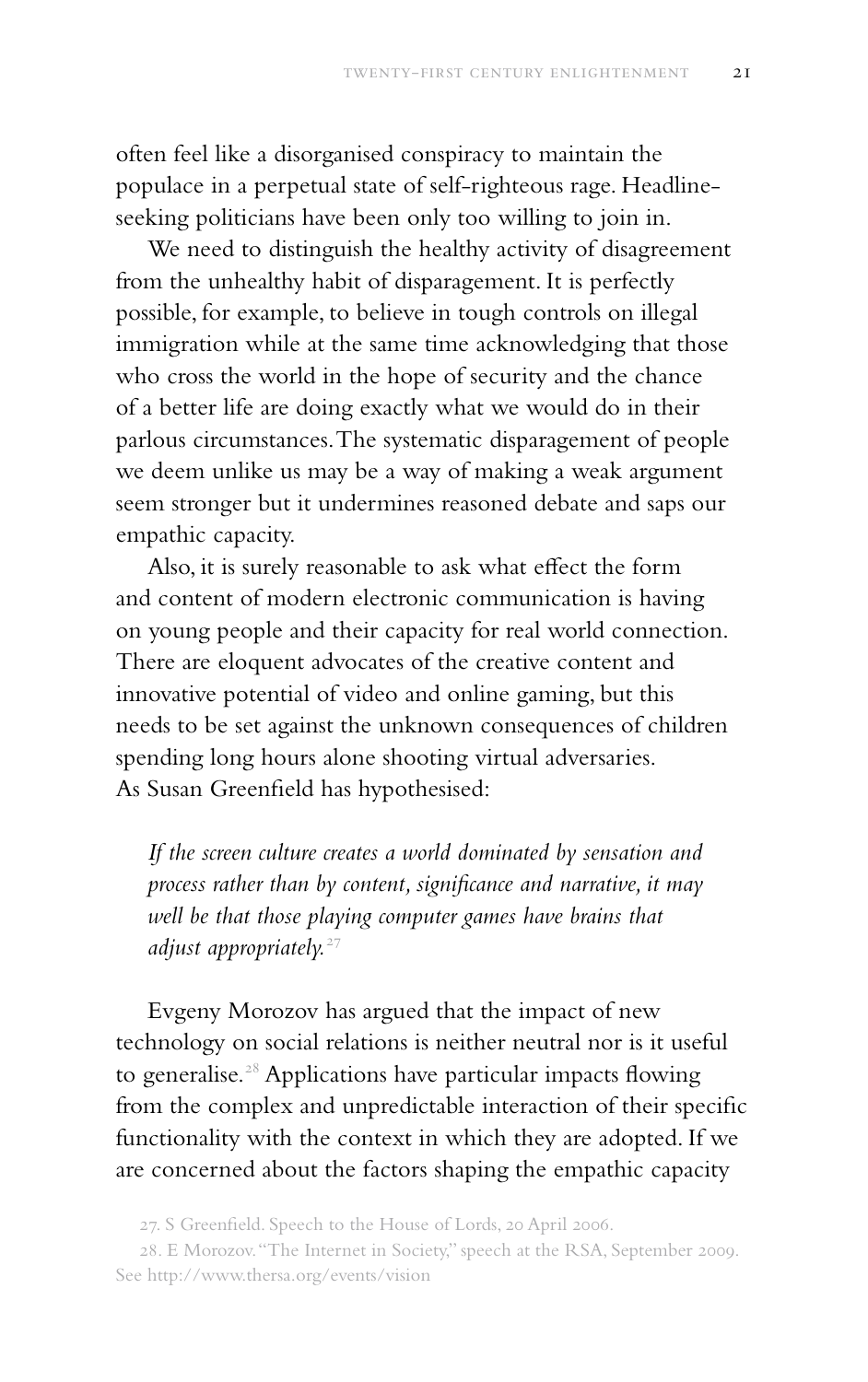often feel like a disorganised conspiracy to maintain the populace in a perpetual state of self-righteous rage. Headline-seeking politicians have been only too willing to join in.

We need to distinguish the healthy activity of disagreement from the unhealthy habit of disparagement. It is perfectly possible, for example, to believe in tough controls on illegal immigration while at the same time acknowledging that those who cross the world in the hope of security and the chance of a better life are doing exactly what we would do in their parlous circumstances. The systematic disparagement of people we deem unlike us may be a way of making a weak argument seem stronger but it undermines reasoned debate and saps our empathic capacity.

Also, it is surely reasonable to ask what effect the form and content of modern electronic communication is having on young people and their capacity for real world connection. There are eloquent advocates of the creative content and innovative potential of video and online gaming, but this needs to be set against the unknown consequences of children spending long hours alone shooting virtual adversaries. As Susan Greenfield has hypothesised:

> *If the screen culture creates a world dominated by sensation and process rather than by content, significance and narrative, it may well be that those playing computer games have brains that adjust appropriately.*[27]

Evgeny Morozov has argued that the impact of new technology on social relations is neither neutral nor is it useful to generalise.[28] Applications have particular impacts flowing from the complex and unpredictable interaction of their specific functionality with the context in which they are adopted. If we are concerned about the factors shaping the empathic capacity

27. S Greenfield. Speech to the House of Lords, 20 April 2006.

28. E Morozov. "The Internet in Society," speech at the RSA, September 2009. See http://www.thersa.org/events/vision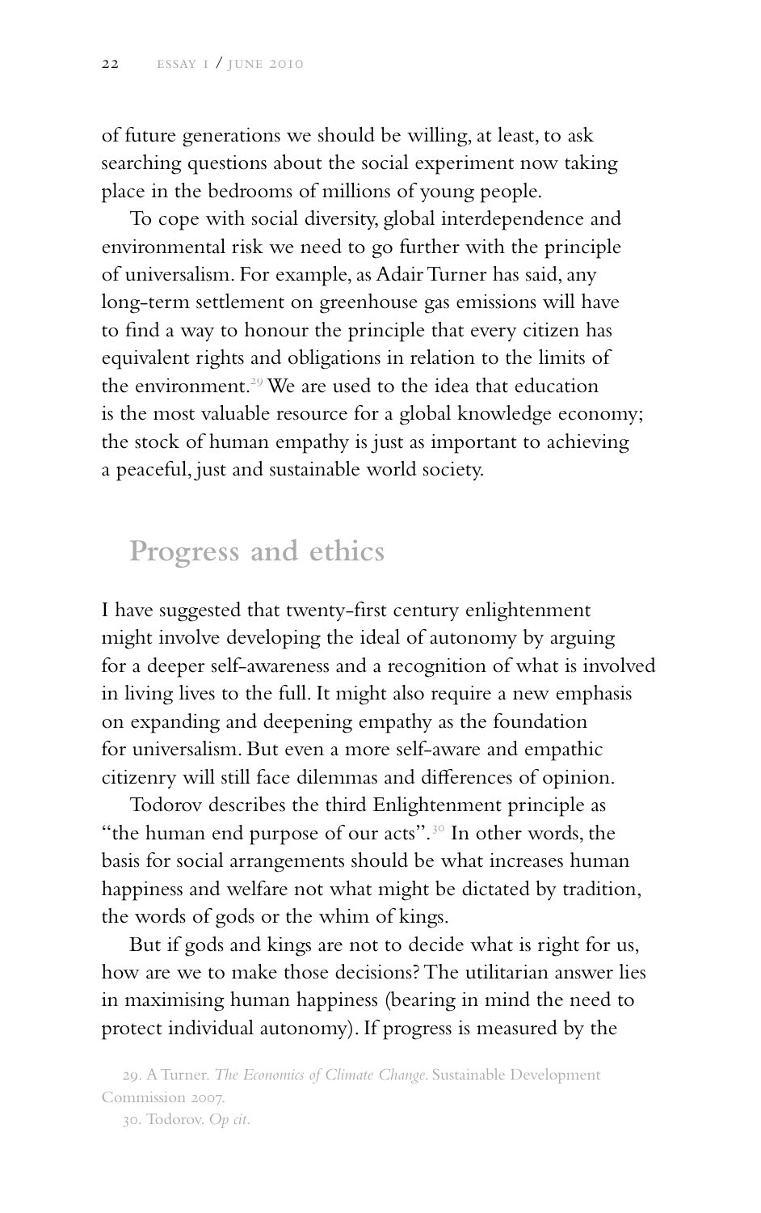of future generations we should be willing, at least, to ask searching questions about the social experiment now taking place in the bedrooms of millions of young people.

To cope with social diversity, global interdependence and environmental risk we need to go further with the principle of universalism. For example, as Adair Turner has said, any long-term settlement on greenhouse gas emissions will have to find a way to honour the principle that every citizen has equivalent rights and obligations in relation to the limits of the environment.[29] We are used to the idea that education is the most valuable resource for a global knowledge economy; the stock of human empathy is just as important to achieving a peaceful, just and sustainable world society.

## Progress and ethics

I have suggested that twenty-first century enlightenment might involve developing the ideal of autonomy by arguing for a deeper self-awareness and a recognition of what is involved in living lives to the full. It might also require a new emphasis on expanding and deepening empathy as the foundation for universalism. But even a more self-aware and empathic citizenry will still face dilemmas and differences of opinion.

Todorov describes the third Enlightenment principle as "the human end purpose of our acts".[30] In other words, the basis for social arrangements should be what increases human happiness and welfare not what might be dictated by tradition, the words of gods or the whim of kings.

But if gods and kings are not to decide what is right for us, how are we to make those decisions? The utilitarian answer lies in maximising human happiness (bearing in mind the need to protect individual autonomy). If progress is measured by the

29. A Turner. *The Economics of Climate Change*. Sustainable Development Commission 2007.

30. Todorov. *Op cit*.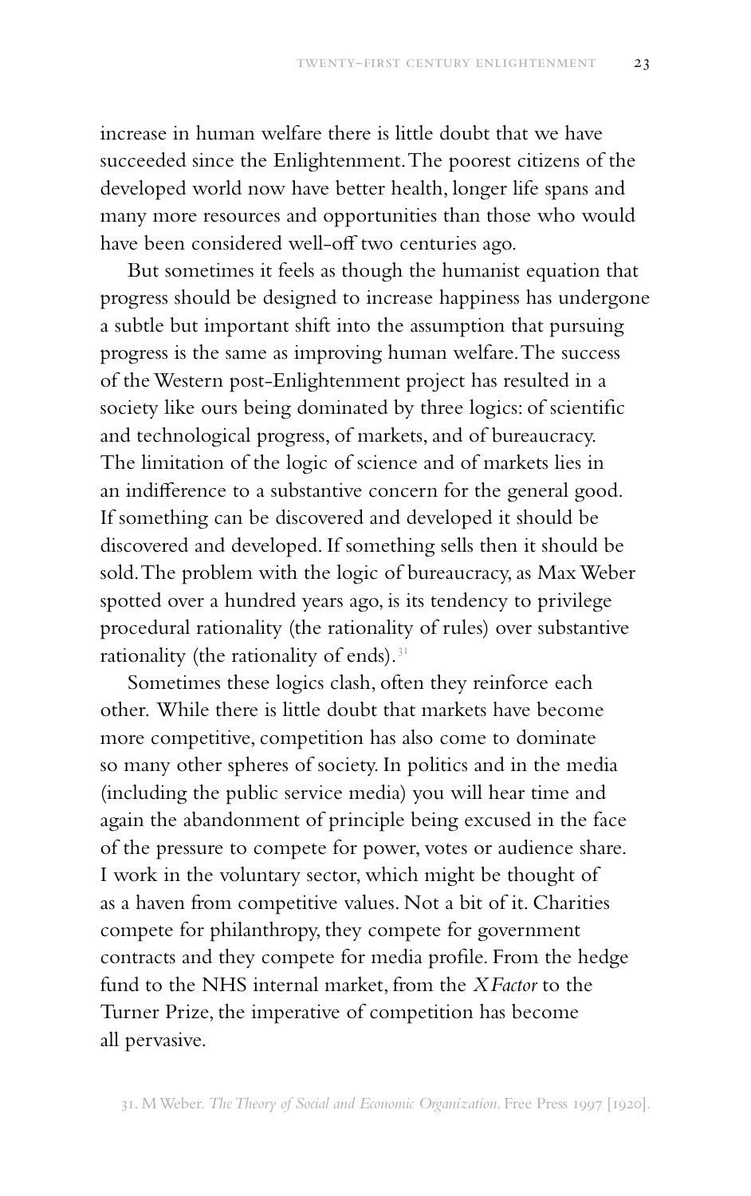increase in human welfare there is little doubt that we have succeeded since the Enlightenment. The poorest citizens of the developed world now have better health, longer life spans and many more resources and opportunities than those who would have been considered well-off two centuries ago.

But sometimes it feels as though the humanist equation that progress should be designed to increase happiness has undergone a subtle but important shift into the assumption that pursuing progress is the same as improving human welfare. The success of the Western post-Enlightenment project has resulted in a society like ours being dominated by three logics: of scientific and technological progress, of markets, and of bureaucracy. The limitation of the logic of science and of markets lies in an indifference to a substantive concern for the general good. If something can be discovered and developed it should be discovered and developed. If something sells then it should be sold. The problem with the logic of bureaucracy, as Max Weber spotted over a hundred years ago, is its tendency to privilege procedural rationality (the rationality of rules) over substantive rationality (the rationality of ends).[31]

Sometimes these logics clash, often they reinforce each other. While there is little doubt that markets have become more competitive, competition has also come to dominate so many other spheres of society. In politics and in the media (including the public service media) you will hear time and again the abandonment of principle being excused in the face of the pressure to compete for power, votes or audience share. I work in the voluntary sector, which might be thought of as a haven from competitive values. Not a bit of it. Charities compete for philanthropy, they compete for government contracts and they compete for media profile. From the hedge fund to the NHS internal market, from the *X Factor* to the Turner Prize, the imperative of competition has become all pervasive.

31. M Weber. *The Theory of Social and Economic Organization*. Free Press 1997 [1920].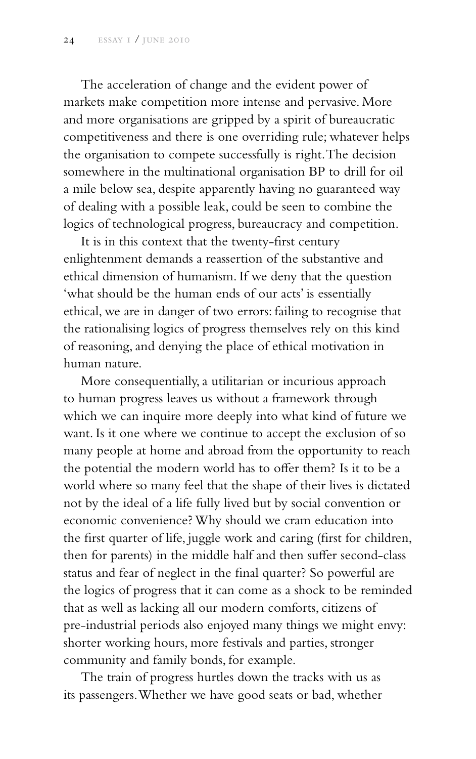The acceleration of change and the evident power of markets make competition more intense and pervasive. More and more organisations are gripped by a spirit of bureaucratic competitiveness and there is one overriding rule; whatever helps the organisation to compete successfully is right. The decision somewhere in the multinational organisation BP to drill for oil a mile below sea, despite apparently having no guaranteed way of dealing with a possible leak, could be seen to combine the logics of technological progress, bureaucracy and competition.

It is in this context that the twenty-first century enlightenment demands a reassertion of the substantive and ethical dimension of humanism. If we deny that the question 'what should be the human ends of our acts' is essentially ethical, we are in danger of two errors: failing to recognise that the rationalising logics of progress themselves rely on this kind of reasoning, and denying the place of ethical motivation in human nature.

More consequentially, a utilitarian or incurious approach to human progress leaves us without a framework through which we can inquire more deeply into what kind of future we want. Is it one where we continue to accept the exclusion of so many people at home and abroad from the opportunity to reach the potential the modern world has to offer them? Is it to be a world where so many feel that the shape of their lives is dictated not by the ideal of a life fully lived but by social convention or economic convenience? Why should we cram education into the first quarter of life, juggle work and caring (first for children, then for parents) in the middle half and then suffer second-class status and fear of neglect in the final quarter? So powerful are the logics of progress that it can come as a shock to be reminded that as well as lacking all our modern comforts, citizens of pre-industrial periods also enjoyed many things we might envy: shorter working hours, more festivals and parties, stronger community and family bonds, for example.

The train of progress hurtles down the tracks with us as its passengers. Whether we have good seats or bad, whether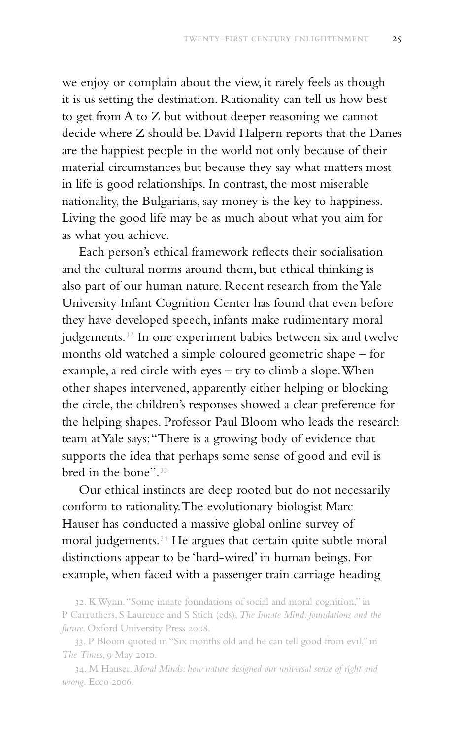we enjoy or complain about the view, it rarely feels as though it is us setting the destination. Rationality can tell us how best to get from A to Z but without deeper reasoning we cannot decide where Z should be. David Halpern reports that the Danes are the happiest people in the world not only because of their material circumstances but because they say what matters most in life is good relationships. In contrast, the most miserable nationality, the Bulgarians, say money is the key to happiness. Living the good life may be as much about what you aim for as what you achieve.

Each person's ethical framework reflects their socialisation and the cultural norms around them, but ethical thinking is also part of our human nature. Recent research from the Yale University Infant Cognition Center has found that even before they have developed speech, infants make rudimentary moral judgements.[32] In one experiment babies between six and twelve months old watched a simple coloured geometric shape – for example, a red circle with eyes – try to climb a slope. When other shapes intervened, apparently either helping or blocking the circle, the children's responses showed a clear preference for the helping shapes. Professor Paul Bloom who leads the research team at Yale says: "There is a growing body of evidence that supports the idea that perhaps some sense of good and evil is bred in the bone".[33]

Our ethical instincts are deep rooted but do not necessarily conform to rationality. The evolutionary biologist Marc Hauser has conducted a massive global online survey of moral judgements.[34] He argues that certain quite subtle moral distinctions appear to be 'hard-wired' in human beings. For example, when faced with a passenger train carriage heading

32. K Wynn. "Some innate foundations of social and moral cognition," in P Carruthers, S Laurence and S Stich (eds), *The Innate Mind: foundations and the future*. Oxford University Press 2008.

33. P Bloom quoted in "Six months old and he can tell good from evil," in *The Times*, 9 May 2010.

34. M Hauser. *Moral Minds: how nature designed our universal sense of right and wrong*. Ecco 2006.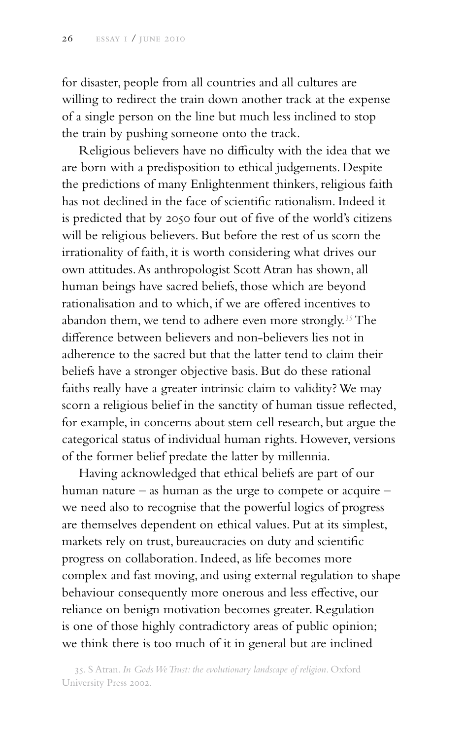for disaster, people from all countries and all cultures are willing to redirect the train down another track at the expense of a single person on the line but much less inclined to stop the train by pushing someone onto the track.

Religious believers have no difficulty with the idea that we are born with a predisposition to ethical judgements. Despite the predictions of many Enlightenment thinkers, religious faith has not declined in the face of scientific rationalism. Indeed it is predicted that by 2050 four out of five of the world's citizens will be religious believers. But before the rest of us scorn the irrationality of faith, it is worth considering what drives our own attitudes. As anthropologist Scott Atran has shown, all human beings have sacred beliefs, those which are beyond rationalisation and to which, if we are offered incentives to abandon them, we tend to adhere even more strongly.[35] The difference between believers and non-believers lies not in adherence to the sacred but that the latter tend to claim their beliefs have a stronger objective basis. But do these rational faiths really have a greater intrinsic claim to validity? We may scorn a religious belief in the sanctity of human tissue reflected, for example, in concerns about stem cell research, but argue the categorical status of individual human rights. However, versions of the former belief predate the latter by millennia.

Having acknowledged that ethical beliefs are part of our human nature – as human as the urge to compete or acquire – we need also to recognise that the powerful logics of progress are themselves dependent on ethical values. Put at its simplest, markets rely on trust, bureaucracies on duty and scientific progress on collaboration. Indeed, as life becomes more complex and fast moving, and using external regulation to shape behaviour consequently more onerous and less effective, our reliance on benign motivation becomes greater. Regulation is one of those highly contradictory areas of public opinion; we think there is too much of it in general but are inclined

35. S Atran. *In Gods We Trust: the evolutionary landscape of religion*. Oxford University Press 2002.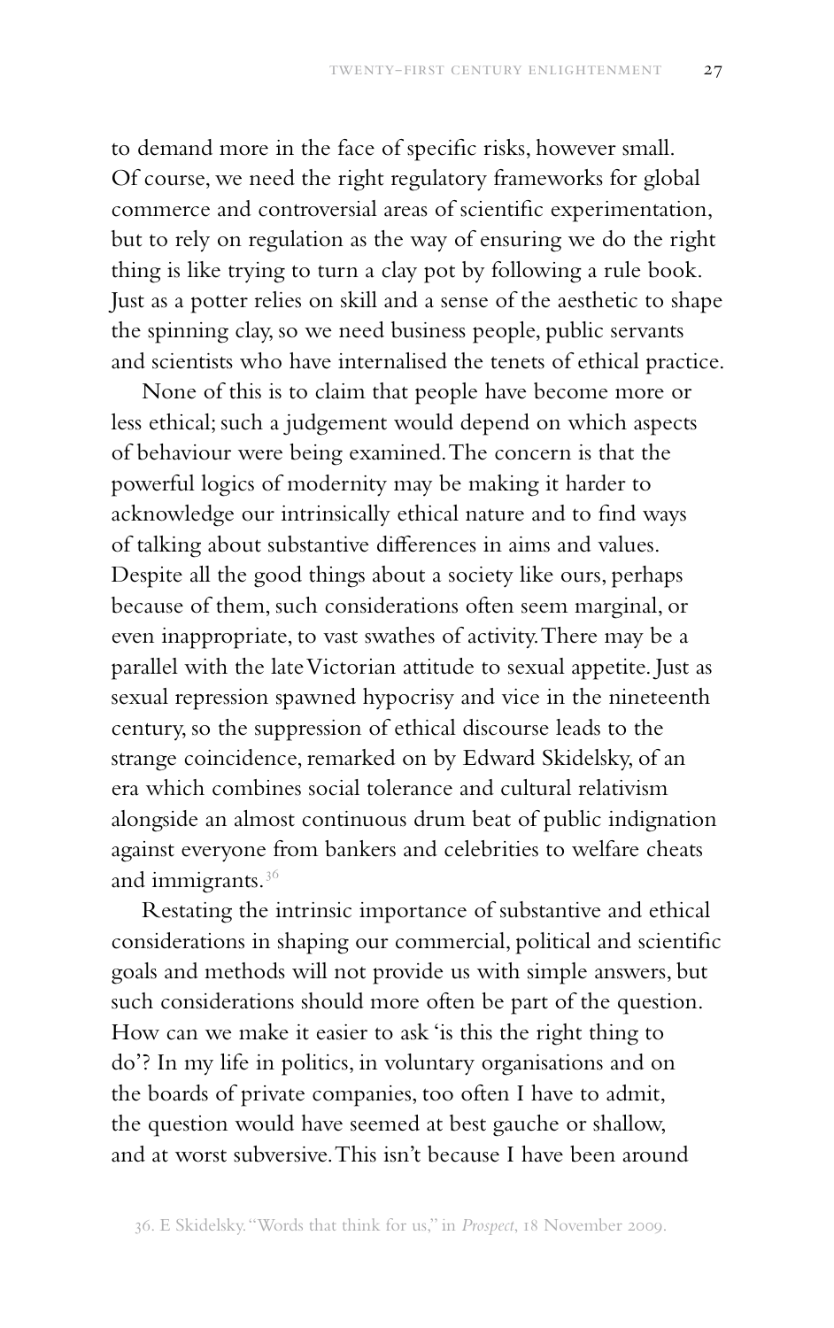to demand more in the face of specific risks, however small. Of course, we need the right regulatory frameworks for global commerce and controversial areas of scientific experimentation, but to rely on regulation as the way of ensuring we do the right thing is like trying to turn a clay pot by following a rule book. Just as a potter relies on skill and a sense of the aesthetic to shape the spinning clay, so we need business people, public servants and scientists who have internalised the tenets of ethical practice.

None of this is to claim that people have become more or less ethical; such a judgement would depend on which aspects of behaviour were being examined. The concern is that the powerful logics of modernity may be making it harder to acknowledge our intrinsically ethical nature and to find ways of talking about substantive differences in aims and values. Despite all the good things about a society like ours, perhaps because of them, such considerations often seem marginal, or even inappropriate, to vast swathes of activity. There may be a parallel with the late Victorian attitude to sexual appetite. Just as sexual repression spawned hypocrisy and vice in the nineteenth century, so the suppression of ethical discourse leads to the strange coincidence, remarked on by Edward Skidelsky, of an era which combines social tolerance and cultural relativism alongside an almost continuous drum beat of public indignation against everyone from bankers and celebrities to welfare cheats and immigrants.[36]

Restating the intrinsic importance of substantive and ethical considerations in shaping our commercial, political and scientific goals and methods will not provide us with simple answers, but such considerations should more often be part of the question. How can we make it easier to ask 'is this the right thing to do'? In my life in politics, in voluntary organisations and on the boards of private companies, too often I have to admit, the question would have seemed at best gauche or shallow, and at worst subversive. This isn't because I have been around

36. E Skidelsky. "Words that think for us," in *Prospect*, 18 November 2009.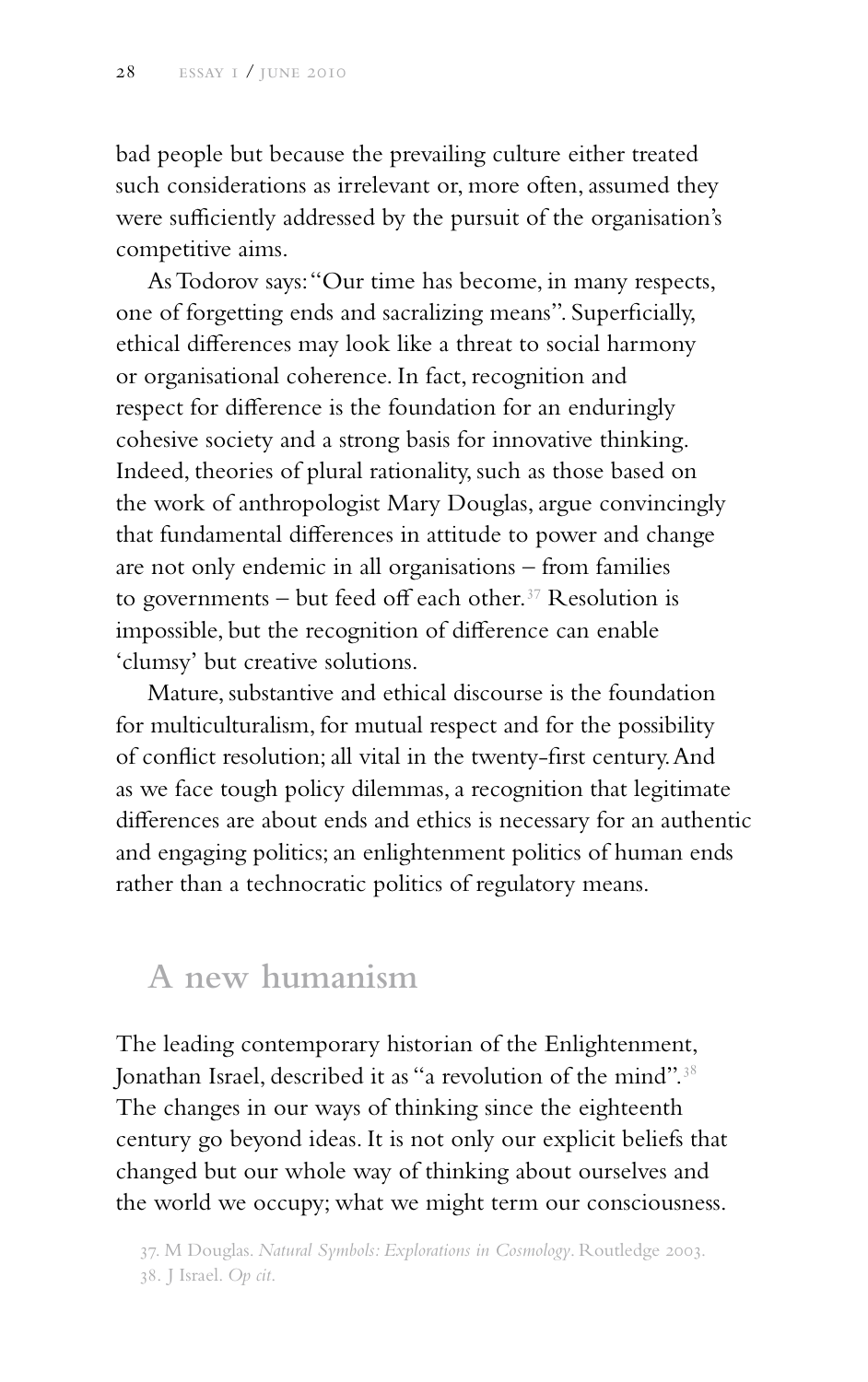bad people but because the prevailing culture either treated such considerations as irrelevant or, more often, assumed they were sufficiently addressed by the pursuit of the organisation's competitive aims.

As Todorov says: "Our time has become, in many respects, one of forgetting ends and sacralizing means". Superficially, ethical differences may look like a threat to social harmony or organisational coherence. In fact, recognition and respect for difference is the foundation for an enduringly cohesive society and a strong basis for innovative thinking. Indeed, theories of plural rationality, such as those based on the work of anthropologist Mary Douglas, argue convincingly that fundamental differences in attitude to power and change are not only endemic in all organisations – from families to governments – but feed off each other.[37] Resolution is impossible, but the recognition of difference can enable 'clumsy' but creative solutions.

Mature, substantive and ethical discourse is the foundation for multiculturalism, for mutual respect and for the possibility of conflict resolution; all vital in the twenty-first century. And as we face tough policy dilemmas, a recognition that legitimate differences are about ends and ethics is necessary for an authentic and engaging politics; an enlightenment politics of human ends rather than a technocratic politics of regulatory means.

## A new humanism

The leading contemporary historian of the Enlightenment, Jonathan Israel, described it as "a revolution of the mind".[38] The changes in our ways of thinking since the eighteenth century go beyond ideas. It is not only our explicit beliefs that changed but our whole way of thinking about ourselves and the world we occupy; what we might term our consciousness.

37. M Douglas. *Natural Symbols: Explorations in Cosmology*. Routledge 2003.
38. J Israel. *Op cit*.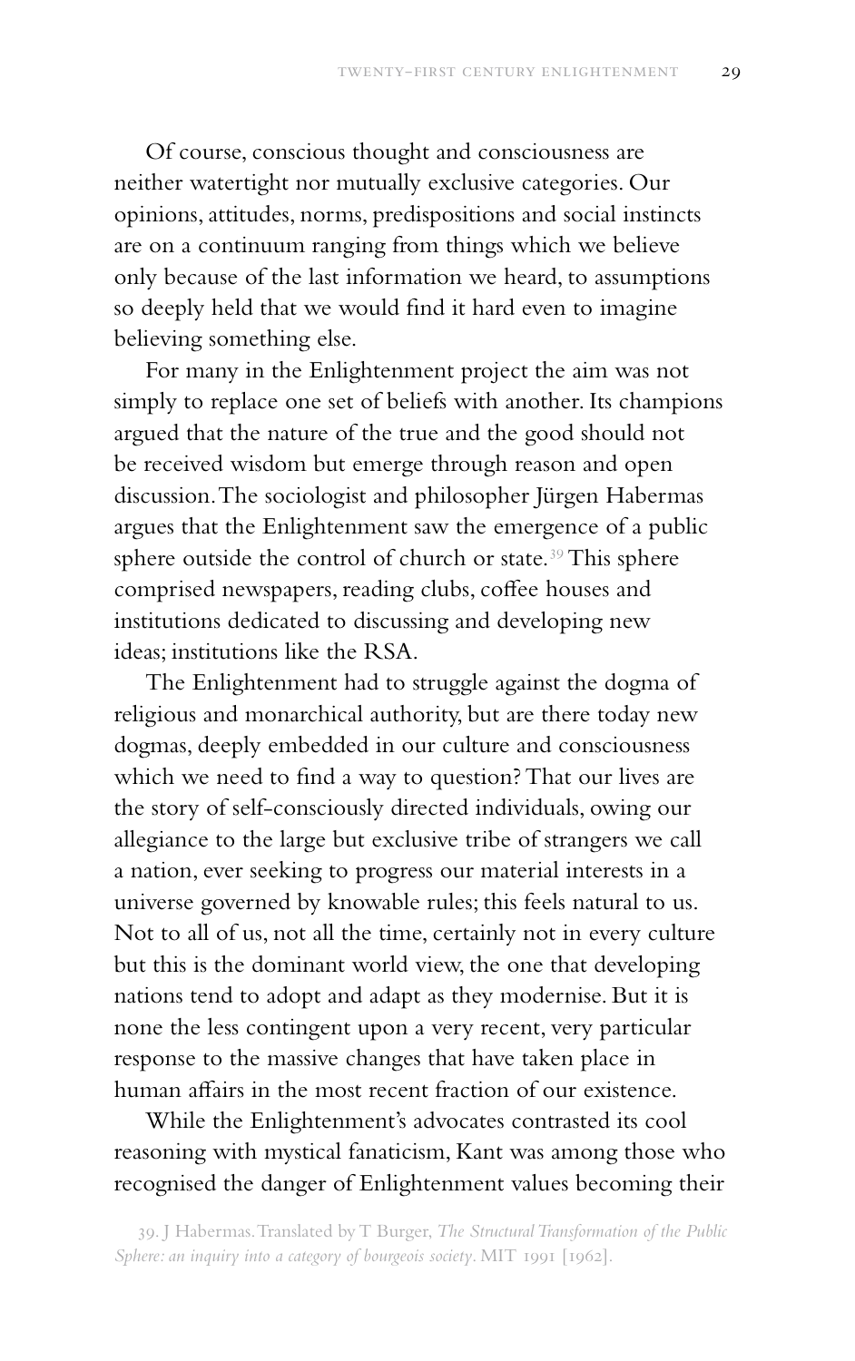Of course, conscious thought and consciousness are neither watertight nor mutually exclusive categories. Our opinions, attitudes, norms, predispositions and social instincts are on a continuum ranging from things which we believe only because of the last information we heard, to assumptions so deeply held that we would find it hard even to imagine believing something else.

For many in the Enlightenment project the aim was not simply to replace one set of beliefs with another. Its champions argued that the nature of the true and the good should not be received wisdom but emerge through reason and open discussion. The sociologist and philosopher Jürgen Habermas argues that the Enlightenment saw the emergence of a public sphere outside the control of church or state.[39] This sphere comprised newspapers, reading clubs, coffee houses and institutions dedicated to discussing and developing new ideas; institutions like the RSA.

The Enlightenment had to struggle against the dogma of religious and monarchical authority, but are there today new dogmas, deeply embedded in our culture and consciousness which we need to find a way to question? That our lives are the story of self-consciously directed individuals, owing our allegiance to the large but exclusive tribe of strangers we call a nation, ever seeking to progress our material interests in a universe governed by knowable rules; this feels natural to us. Not to all of us, not all the time, certainly not in every culture but this is the dominant world view, the one that developing nations tend to adopt and adapt as they modernise. But it is none the less contingent upon a very recent, very particular response to the massive changes that have taken place in human affairs in the most recent fraction of our existence.

While the Enlightenment's advocates contrasted its cool reasoning with mystical fanaticism, Kant was among those who recognised the danger of Enlightenment values becoming their

39. J Habermas. Translated by T Burger, *The Structural Transformation of the Public Sphere: an inquiry into a category of bourgeois society*. MIT 1991 [1962].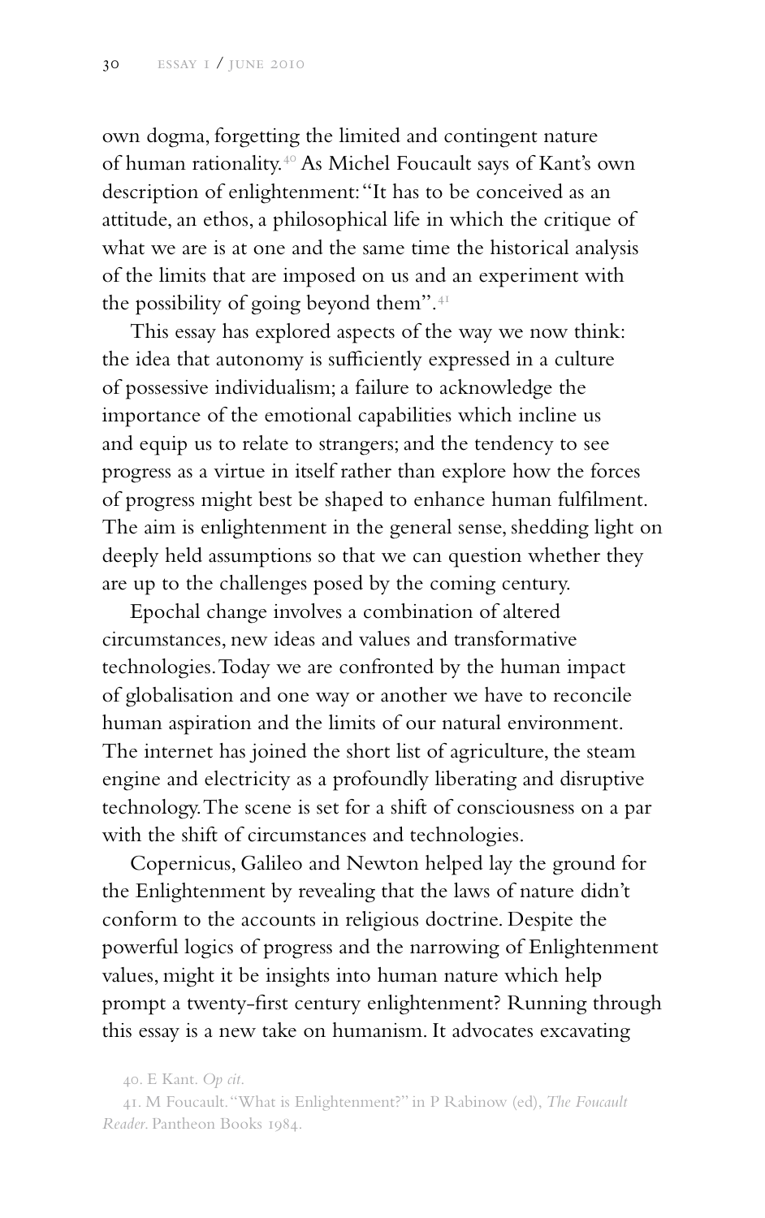own dogma, forgetting the limited and contingent nature of human rationality.[40] As Michel Foucault says of Kant's own description of enlightenment: "It has to be conceived as an attitude, an ethos, a philosophical life in which the critique of what we are is at one and the same time the historical analysis of the limits that are imposed on us and an experiment with the possibility of going beyond them".[41]

This essay has explored aspects of the way we now think: the idea that autonomy is sufficiently expressed in a culture of possessive individualism; a failure to acknowledge the importance of the emotional capabilities which incline us and equip us to relate to strangers; and the tendency to see progress as a virtue in itself rather than explore how the forces of progress might best be shaped to enhance human fulfilment. The aim is enlightenment in the general sense, shedding light on deeply held assumptions so that we can question whether they are up to the challenges posed by the coming century.

Epochal change involves a combination of altered circumstances, new ideas and values and transformative technologies. Today we are confronted by the human impact of globalisation and one way or another we have to reconcile human aspiration and the limits of our natural environment. The internet has joined the short list of agriculture, the steam engine and electricity as a profoundly liberating and disruptive technology. The scene is set for a shift of consciousness on a par with the shift of circumstances and technologies.

Copernicus, Galileo and Newton helped lay the ground for the Enlightenment by revealing that the laws of nature didn't conform to the accounts in religious doctrine. Despite the powerful logics of progress and the narrowing of Enlightenment values, might it be insights into human nature which help prompt a twenty-first century enlightenment? Running through this essay is a new take on humanism. It advocates excavating

40. E Kant. *Op cit.*

41. M Foucault. "What is Enlightenment?" in P Rabinow (ed), *The Foucault Reader*. Pantheon Books 1984.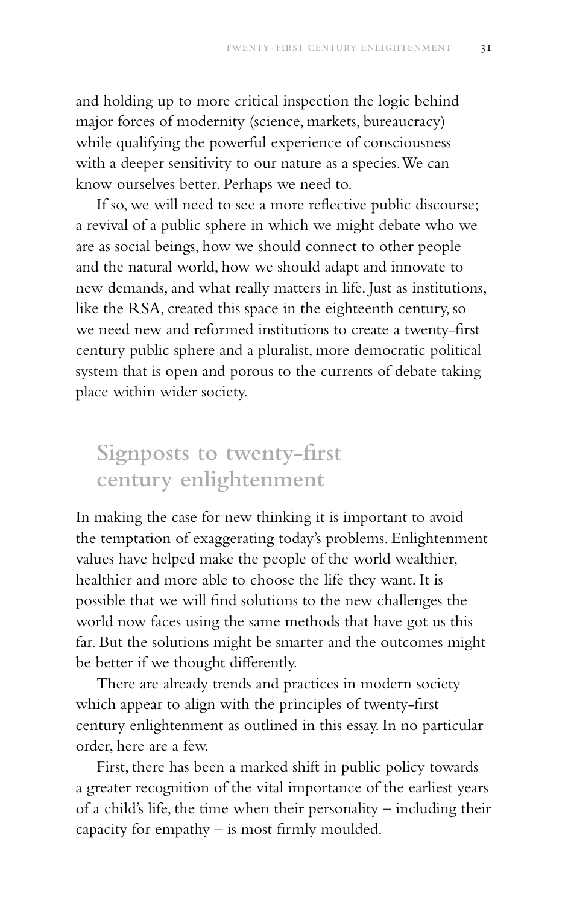and holding up to more critical inspection the logic behind major forces of modernity (science, markets, bureaucracy) while qualifying the powerful experience of consciousness with a deeper sensitivity to our nature as a species. We can know ourselves better. Perhaps we need to.

If so, we will need to see a more reflective public discourse; a revival of a public sphere in which we might debate who we are as social beings, how we should connect to other people and the natural world, how we should adapt and innovate to new demands, and what really matters in life. Just as institutions, like the RSA, created this space in the eighteenth century, so we need new and reformed institutions to create a twenty-first century public sphere and a pluralist, more democratic political system that is open and porous to the currents of debate taking place within wider society.

## Signposts to twenty-first century enlightenment

In making the case for new thinking it is important to avoid the temptation of exaggerating today's problems. Enlightenment values have helped make the people of the world wealthier, healthier and more able to choose the life they want. It is possible that we will find solutions to the new challenges the world now faces using the same methods that have got us this far. But the solutions might be smarter and the outcomes might be better if we thought differently.

There are already trends and practices in modern society which appear to align with the principles of twenty-first century enlightenment as outlined in this essay. In no particular order, here are a few.

First, there has been a marked shift in public policy towards a greater recognition of the vital importance of the earliest years of a child's life, the time when their personality – including their capacity for empathy – is most firmly moulded.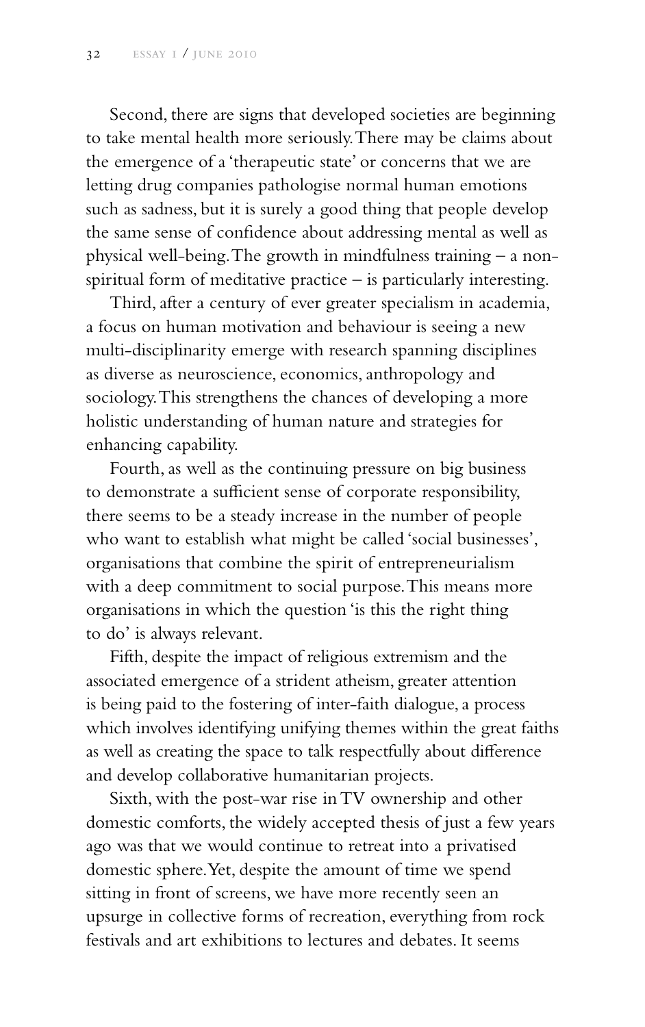Second, there are signs that developed societies are beginning to take mental health more seriously. There may be claims about the emergence of a 'therapeutic state' or concerns that we are letting drug companies pathologise normal human emotions such as sadness, but it is surely a good thing that people develop the same sense of confidence about addressing mental as well as physical well-being. The growth in mindfulness training – a non-spiritual form of meditative practice – is particularly interesting.

Third, after a century of ever greater specialism in academia, a focus on human motivation and behaviour is seeing a new multi-disciplinarity emerge with research spanning disciplines as diverse as neuroscience, economics, anthropology and sociology. This strengthens the chances of developing a more holistic understanding of human nature and strategies for enhancing capability.

Fourth, as well as the continuing pressure on big business to demonstrate a sufficient sense of corporate responsibility, there seems to be a steady increase in the number of people who want to establish what might be called 'social businesses', organisations that combine the spirit of entrepreneurialism with a deep commitment to social purpose. This means more organisations in which the question 'is this the right thing to do' is always relevant.

Fifth, despite the impact of religious extremism and the associated emergence of a strident atheism, greater attention is being paid to the fostering of inter-faith dialogue, a process which involves identifying unifying themes within the great faiths as well as creating the space to talk respectfully about difference and develop collaborative humanitarian projects.

Sixth, with the post-war rise in TV ownership and other domestic comforts, the widely accepted thesis of just a few years ago was that we would continue to retreat into a privatised domestic sphere. Yet, despite the amount of time we spend sitting in front of screens, we have more recently seen an upsurge in collective forms of recreation, everything from rock festivals and art exhibitions to lectures and debates. It seems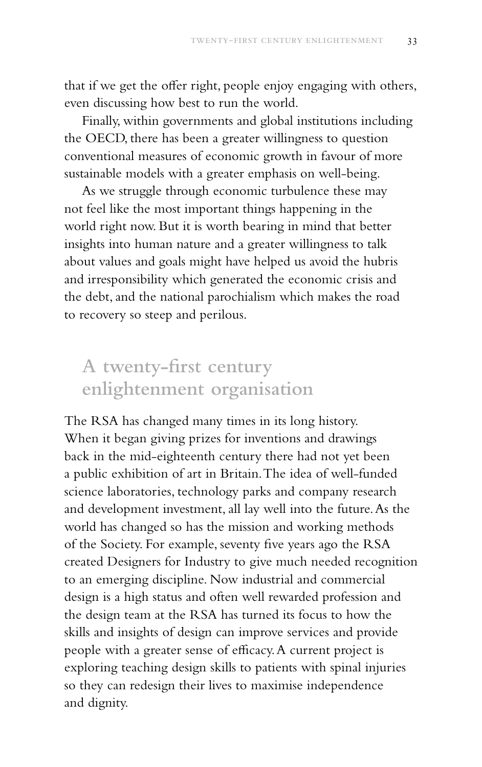that if we get the offer right, people enjoy engaging with others, even discussing how best to run the world.

Finally, within governments and global institutions including the OECD, there has been a greater willingness to question conventional measures of economic growth in favour of more sustainable models with a greater emphasis on well-being.

As we struggle through economic turbulence these may not feel like the most important things happening in the world right now. But it is worth bearing in mind that better insights into human nature and a greater willingness to talk about values and goals might have helped us avoid the hubris and irresponsibility which generated the economic crisis and the debt, and the national parochialism which makes the road to recovery so steep and perilous.

## A twenty-first century enlightenment organisation

The RSA has changed many times in its long history. When it began giving prizes for inventions and drawings back in the mid-eighteenth century there had not yet been a public exhibition of art in Britain. The idea of well-funded science laboratories, technology parks and company research and development investment, all lay well into the future. As the world has changed so has the mission and working methods of the Society. For example, seventy five years ago the RSA created Designers for Industry to give much needed recognition to an emerging discipline. Now industrial and commercial design is a high status and often well rewarded profession and the design team at the RSA has turned its focus to how the skills and insights of design can improve services and provide people with a greater sense of efficacy. A current project is exploring teaching design skills to patients with spinal injuries so they can redesign their lives to maximise independence and dignity.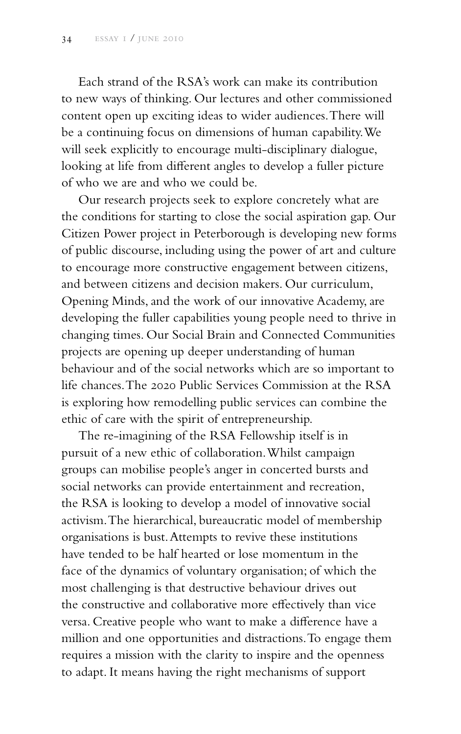Each strand of the RSA's work can make its contribution to new ways of thinking. Our lectures and other commissioned content open up exciting ideas to wider audiences. There will be a continuing focus on dimensions of human capability. We will seek explicitly to encourage multi-disciplinary dialogue, looking at life from different angles to develop a fuller picture of who we are and who we could be.

Our research projects seek to explore concretely what are the conditions for starting to close the social aspiration gap. Our Citizen Power project in Peterborough is developing new forms of public discourse, including using the power of art and culture to encourage more constructive engagement between citizens, and between citizens and decision makers. Our curriculum, Opening Minds, and the work of our innovative Academy, are developing the fuller capabilities young people need to thrive in changing times. Our Social Brain and Connected Communities projects are opening up deeper understanding of human behaviour and of the social networks which are so important to life chances. The 2020 Public Services Commission at the RSA is exploring how remodelling public services can combine the ethic of care with the spirit of entrepreneurship.

The re-imagining of the RSA Fellowship itself is in pursuit of a new ethic of collaboration. Whilst campaign groups can mobilise people's anger in concerted bursts and social networks can provide entertainment and recreation, the RSA is looking to develop a model of innovative social activism. The hierarchical, bureaucratic model of membership organisations is bust. Attempts to revive these institutions have tended to be half hearted or lose momentum in the face of the dynamics of voluntary organisation; of which the most challenging is that destructive behaviour drives out the constructive and collaborative more effectively than vice versa. Creative people who want to make a difference have a million and one opportunities and distractions. To engage them requires a mission with the clarity to inspire and the openness to adapt. It means having the right mechanisms of support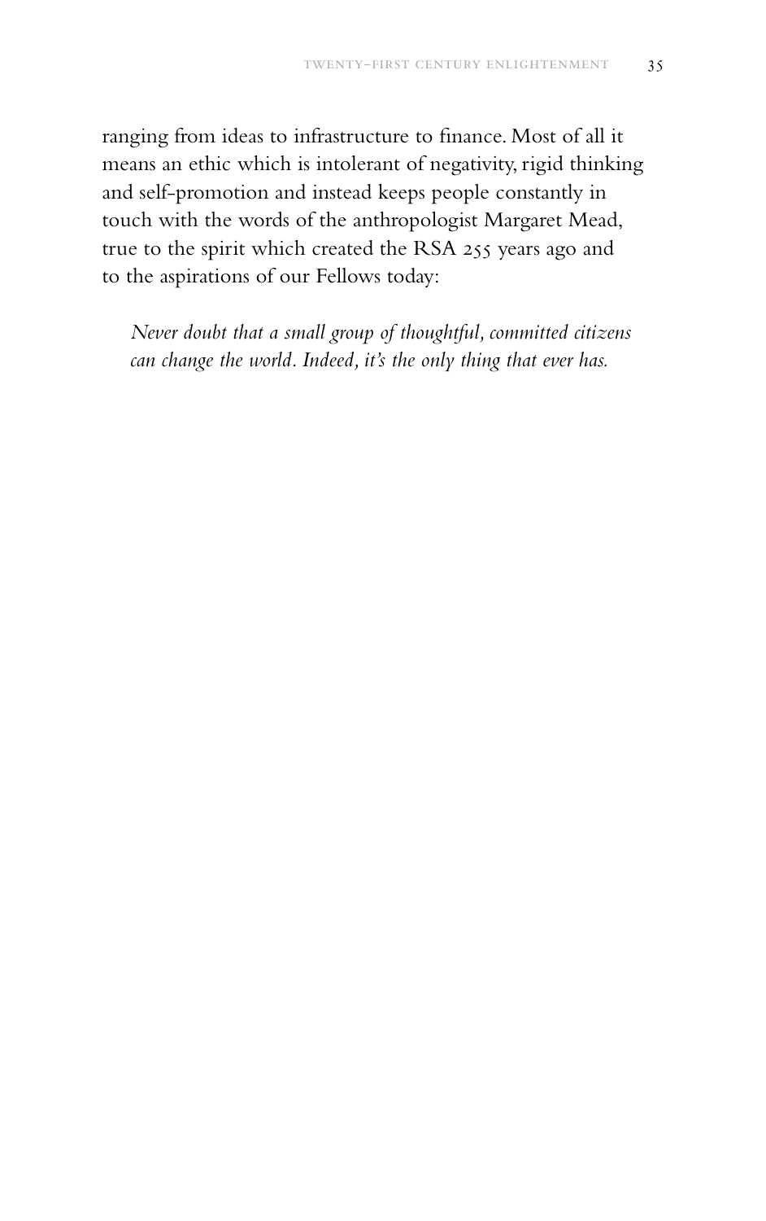ranging from ideas to infrastructure to finance. Most of all it means an ethic which is intolerant of negativity, rigid thinking and self-promotion and instead keeps people constantly in touch with the words of the anthropologist Margaret Mead, true to the spirit which created the RSA 255 years ago and to the aspirations of our Fellows today:

> *Never doubt that a small group of thoughtful, committed citizens can change the world. Indeed, it's the only thing that ever has.*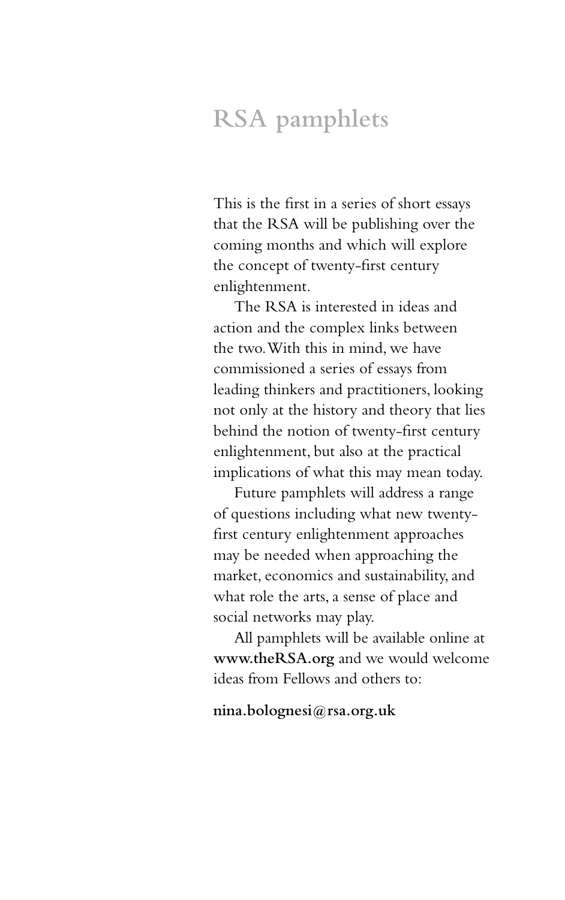# RSA pamphlets

This is the first in a series of short essays that the RSA will be publishing over the coming months and which will explore the concept of twenty-first century enlightenment.

The RSA is interested in ideas and action and the complex links between the two. With this in mind, we have commissioned a series of essays from leading thinkers and practitioners, looking not only at the history and theory that lies behind the notion of twenty-first century enlightenment, but also at the practical implications of what this may mean today.

Future pamphlets will address a range of questions including what new twenty-first century enlightenment approaches may be needed when approaching the market, economics and sustainability, and what role the arts, a sense of place and social networks may play.

All pamphlets will be available online at **www.theRSA.org** and we would welcome ideas from Fellows and others to:

**nina.bolognesi@rsa.org.uk**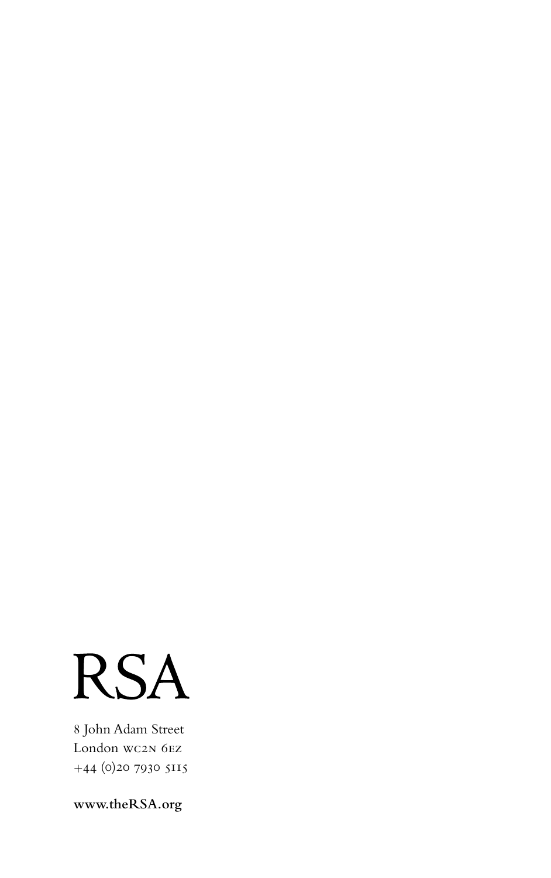# RSA

8 John Adam Street
London WC2N 6EZ
+44 (0)20 7930 5115

**www.theRSA.org**